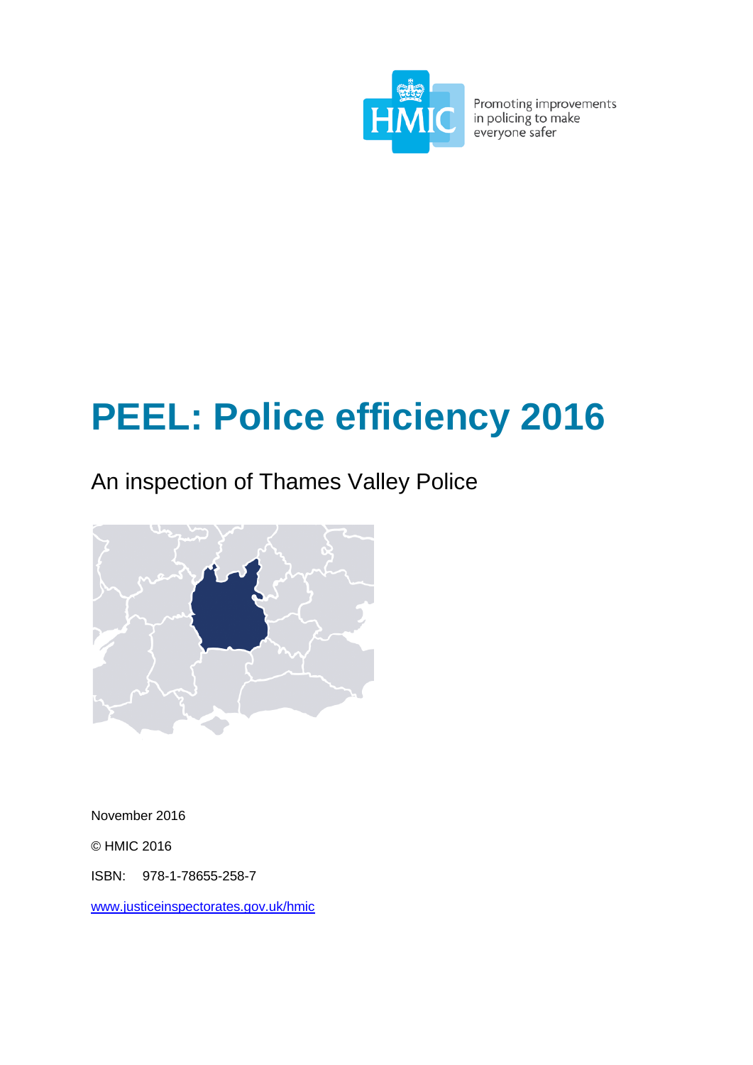HMIC

Promoting improvements in policing to make everyone safer

# PEEL: Police efficiency 2016

## An inspection of Thames Valley Police

November 2016

© HMIC 2016

ISBN: 978-1-78655-258-7

www.justiceinspectorates.gov.uk/hmic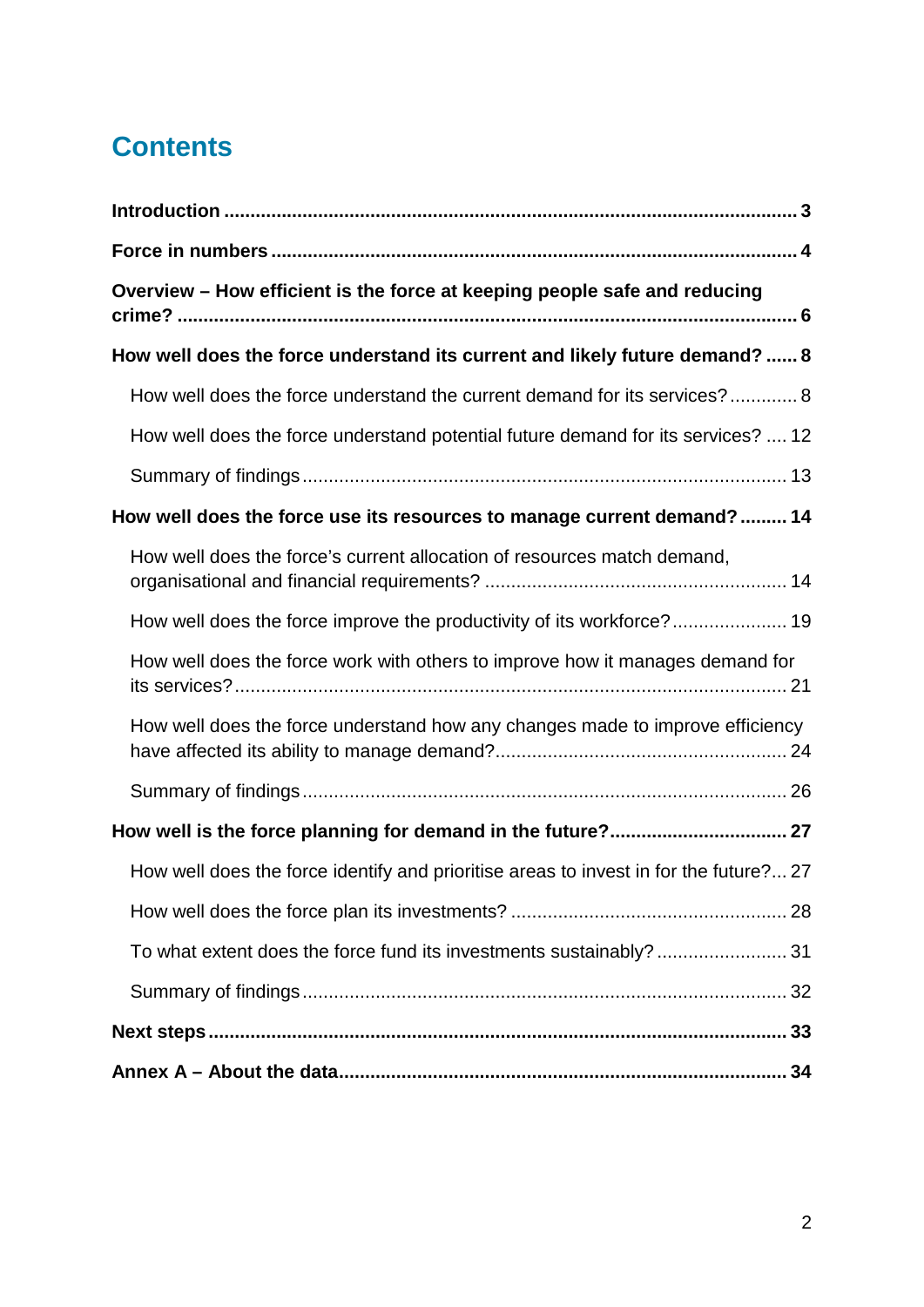# Contents

**Introduction** 3

**Force in numbers** 4

**Overview – How efficient is the force at keeping people safe and reducing crime?** 6

**How well does the force understand its current and likely future demand?** 8

- How well does the force understand the current demand for its services? 8
- How well does the force understand potential future demand for its services? 12
- Summary of findings 13

**How well does the force use its resources to manage current demand?** 14

- How well does the force's current allocation of resources match demand, organisational and financial requirements? 14
- How well does the force improve the productivity of its workforce? 19
- How well does the force work with others to improve how it manages demand for its services? 21
- How well does the force understand how any changes made to improve efficiency have affected its ability to manage demand? 24
- Summary of findings 26

**How well is the force planning for demand in the future?** 27

- How well does the force identify and prioritise areas to invest in for the future? 27
- How well does the force plan its investments? 28
- To what extent does the force fund its investments sustainably? 31
- Summary of findings 32

**Next steps** 33

**Annex A – About the data** 34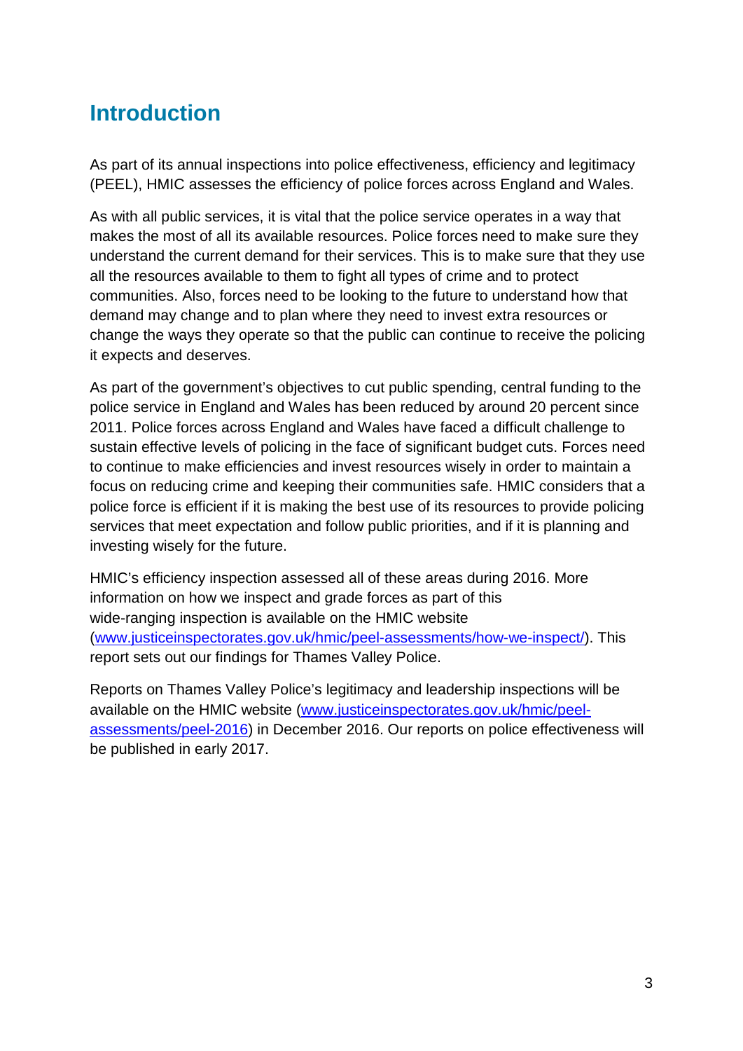# Introduction

As part of its annual inspections into police effectiveness, efficiency and legitimacy (PEEL), HMIC assesses the efficiency of police forces across England and Wales.

As with all public services, it is vital that the police service operates in a way that makes the most of all its available resources. Police forces need to make sure they understand the current demand for their services. This is to make sure that they use all the resources available to them to fight all types of crime and to protect communities. Also, forces need to be looking to the future to understand how that demand may change and to plan where they need to invest extra resources or change the ways they operate so that the public can continue to receive the policing it expects and deserves.

As part of the government's objectives to cut public spending, central funding to the police service in England and Wales has been reduced by around 20 percent since 2011. Police forces across England and Wales have faced a difficult challenge to sustain effective levels of policing in the face of significant budget cuts. Forces need to continue to make efficiencies and invest resources wisely in order to maintain a focus on reducing crime and keeping their communities safe. HMIC considers that a police force is efficient if it is making the best use of its resources to provide policing services that meet expectation and follow public priorities, and if it is planning and investing wisely for the future.

HMIC's efficiency inspection assessed all of these areas during 2016. More information on how we inspect and grade forces as part of this wide-ranging inspection is available on the HMIC website ([www.justiceinspectorates.gov.uk/hmic/peel-assessments/how-we-inspect/](www.justiceinspectorates.gov.uk/hmic/peel-assessments/how-we-inspect/)). This report sets out our findings for Thames Valley Police.

Reports on Thames Valley Police's legitimacy and leadership inspections will be available on the HMIC website ([www.justiceinspectorates.gov.uk/hmic/peel-assessments/peel-2016](www.justiceinspectorates.gov.uk/hmic/peel-assessments/peel-2016)) in December 2016. Our reports on police effectiveness will be published in early 2017.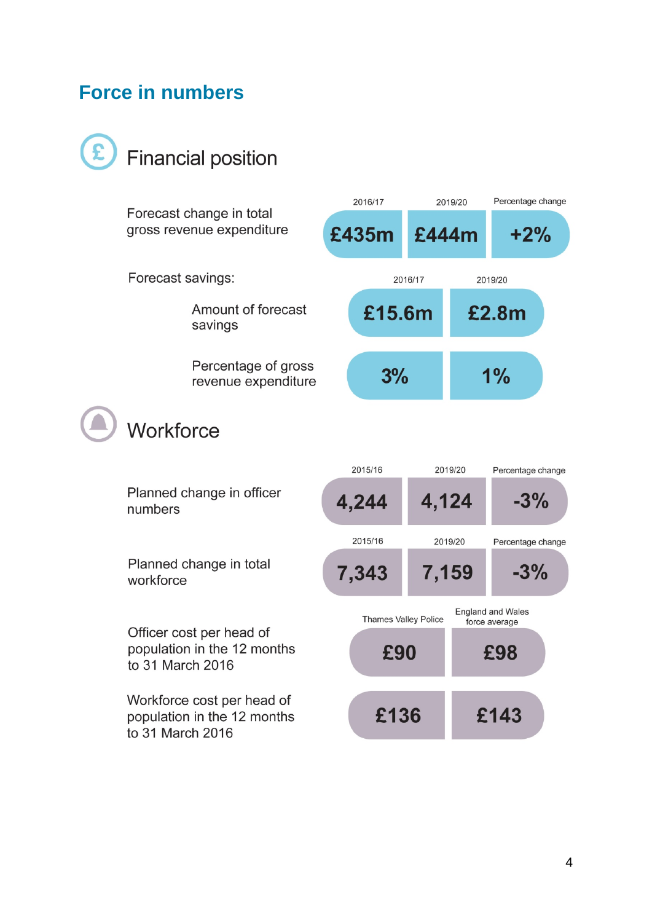# Force in numbers

## Financial position

| | 2016/17 | 2019/20 | Percentage change |
|---|---|---|---|
| Forecast change in total gross revenue expenditure | £435m | £444m | +2% |

**Forecast savings:**

| | 2016/17 | 2019/20 |
|---|---|---|
| Amount of forecast savings | £15.6m | £2.8m |
| Percentage of gross revenue expenditure | 3% | 1% |

## Workforce

| | 2015/16 | 2019/20 | Percentage change |
|---|---|---|---|
| Planned change in officer numbers | 4,244 | 4,124 | -3% |
| Planned change in total workforce | 7,343 | 7,159 | -3% |

| | Thames Valley Police | England and Wales force average |
|---|---|---|
| Officer cost per head of population in the 12 months to 31 March 2016 | £90 | £98 |
| Workforce cost per head of population in the 12 months to 31 March 2016 | £136 | £143 |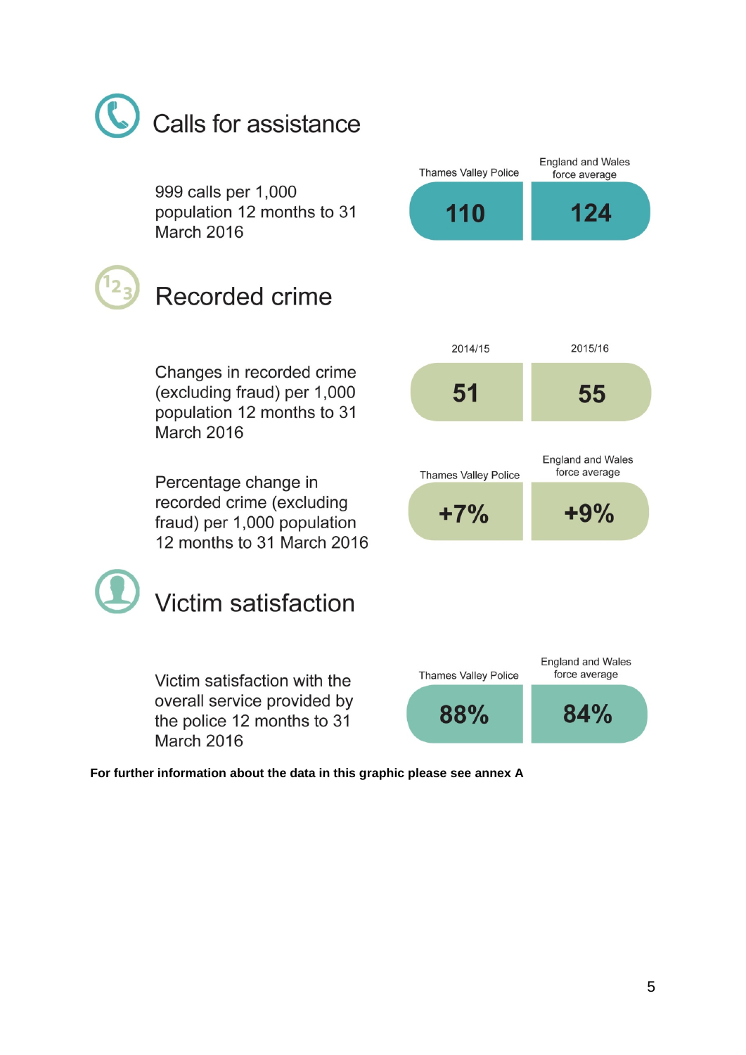## Calls for assistance

| | Thames Valley Police | England and Wales force average |
|---|---|---|
| 999 calls per 1,000 population 12 months to 31 March 2016 | 110 | 124 |

## Recorded crime

| | 2014/15 | 2015/16 |
|---|---|---|
| Changes in recorded crime (excluding fraud) per 1,000 population 12 months to 31 March 2016 | 51 | 55 |

| | Thames Valley Police | England and Wales force average |
|---|---|---|
| Percentage change in recorded crime (excluding fraud) per 1,000 population 12 months to 31 March 2016 | +7% | +9% |

## Victim satisfaction

| | Thames Valley Police | England and Wales force average |
|---|---|---|
| Victim satisfaction with the overall service provided by the police 12 months to 31 March 2016 | 88% | 84% |

**For further information about the data in this graphic please see annex A**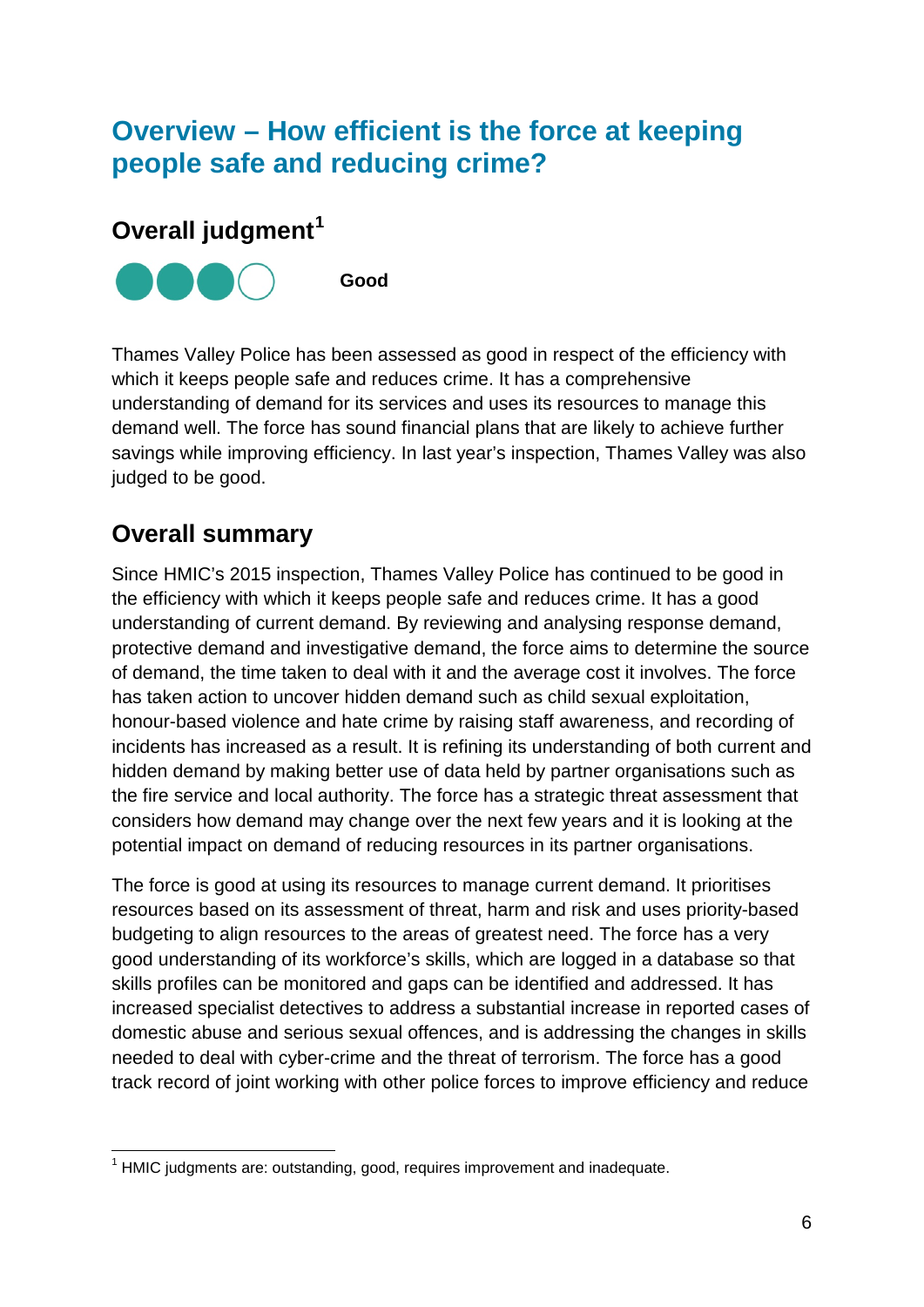## Overview – How efficient is the force at keeping people safe and reducing crime?

### Overall judgment[1]

Good

Thames Valley Police has been assessed as good in respect of the efficiency with which it keeps people safe and reduces crime. It has a comprehensive understanding of demand for its services and uses its resources to manage this demand well. The force has sound financial plans that are likely to achieve further savings while improving efficiency. In last year's inspection, Thames Valley was also judged to be good.

### Overall summary

Since HMIC's 2015 inspection, Thames Valley Police has continued to be good in the efficiency with which it keeps people safe and reduces crime. It has a good understanding of current demand. By reviewing and analysing response demand, protective demand and investigative demand, the force aims to determine the source of demand, the time taken to deal with it and the average cost it involves. The force has taken action to uncover hidden demand such as child sexual exploitation, honour-based violence and hate crime by raising staff awareness, and recording of incidents has increased as a result. It is refining its understanding of both current and hidden demand by making better use of data held by partner organisations such as the fire service and local authority. The force has a strategic threat assessment that considers how demand may change over the next few years and it is looking at the potential impact on demand of reducing resources in its partner organisations.

The force is good at using its resources to manage current demand. It prioritises resources based on its assessment of threat, harm and risk and uses priority-based budgeting to align resources to the areas of greatest need. The force has a very good understanding of its workforce's skills, which are logged in a database so that skills profiles can be monitored and gaps can be identified and addressed. It has increased specialist detectives to address a substantial increase in reported cases of domestic abuse and serious sexual offences, and is addressing the changes in skills needed to deal with cyber-crime and the threat of terrorism. The force has a good track record of joint working with other police forces to improve efficiency and reduce

[1] HMIC judgments are: outstanding, good, requires improvement and inadequate.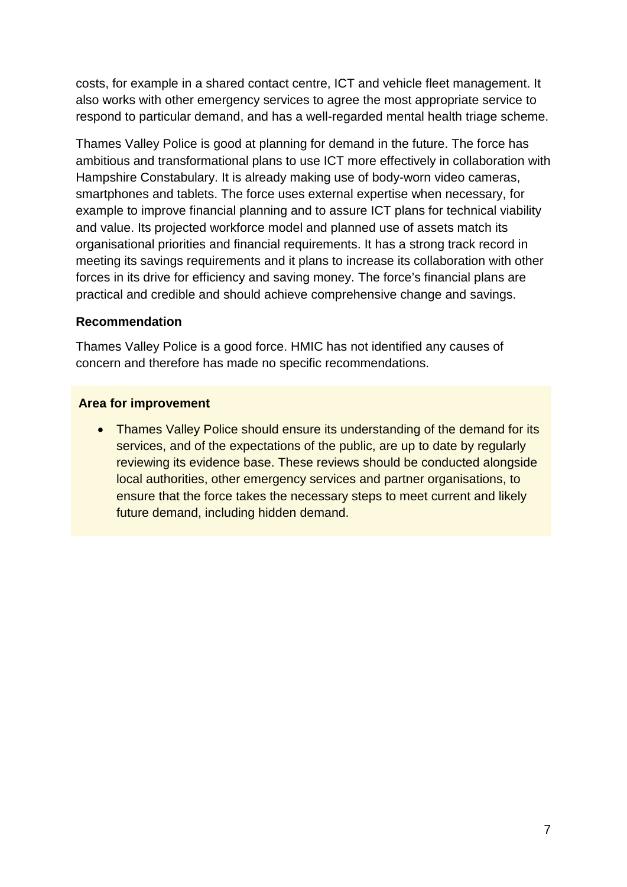costs, for example in a shared contact centre, ICT and vehicle fleet management. It also works with other emergency services to agree the most appropriate service to respond to particular demand, and has a well-regarded mental health triage scheme.

Thames Valley Police is good at planning for demand in the future. The force has ambitious and transformational plans to use ICT more effectively in collaboration with Hampshire Constabulary. It is already making use of body-worn video cameras, smartphones and tablets. The force uses external expertise when necessary, for example to improve financial planning and to assure ICT plans for technical viability and value. Its projected workforce model and planned use of assets match its organisational priorities and financial requirements. It has a strong track record in meeting its savings requirements and it plans to increase its collaboration with other forces in its drive for efficiency and saving money. The force's financial plans are practical and credible and should achieve comprehensive change and savings.

**Recommendation**

Thames Valley Police is a good force. HMIC has not identified any causes of concern and therefore has made no specific recommendations.

**Area for improvement**

- Thames Valley Police should ensure its understanding of the demand for its services, and of the expectations of the public, are up to date by regularly reviewing its evidence base. These reviews should be conducted alongside local authorities, other emergency services and partner organisations, to ensure that the force takes the necessary steps to meet current and likely future demand, including hidden demand.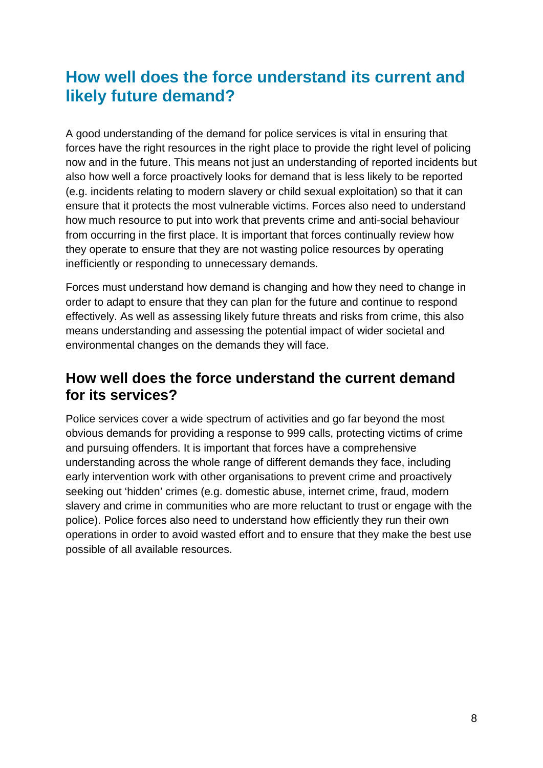## How well does the force understand its current and likely future demand?

A good understanding of the demand for police services is vital in ensuring that forces have the right resources in the right place to provide the right level of policing now and in the future. This means not just an understanding of reported incidents but also how well a force proactively looks for demand that is less likely to be reported (e.g. incidents relating to modern slavery or child sexual exploitation) so that it can ensure that it protects the most vulnerable victims. Forces also need to understand how much resource to put into work that prevents crime and anti-social behaviour from occurring in the first place. It is important that forces continually review how they operate to ensure that they are not wasting police resources by operating inefficiently or responding to unnecessary demands.

Forces must understand how demand is changing and how they need to change in order to adapt to ensure that they can plan for the future and continue to respond effectively. As well as assessing likely future threats and risks from crime, this also means understanding and assessing the potential impact of wider societal and environmental changes on the demands they will face.

### How well does the force understand the current demand for its services?

Police services cover a wide spectrum of activities and go far beyond the most obvious demands for providing a response to 999 calls, protecting victims of crime and pursuing offenders. It is important that forces have a comprehensive understanding across the whole range of different demands they face, including early intervention work with other organisations to prevent crime and proactively seeking out 'hidden' crimes (e.g. domestic abuse, internet crime, fraud, modern slavery and crime in communities who are more reluctant to trust or engage with the police). Police forces also need to understand how efficiently they run their own operations in order to avoid wasted effort and to ensure that they make the best use possible of all available resources.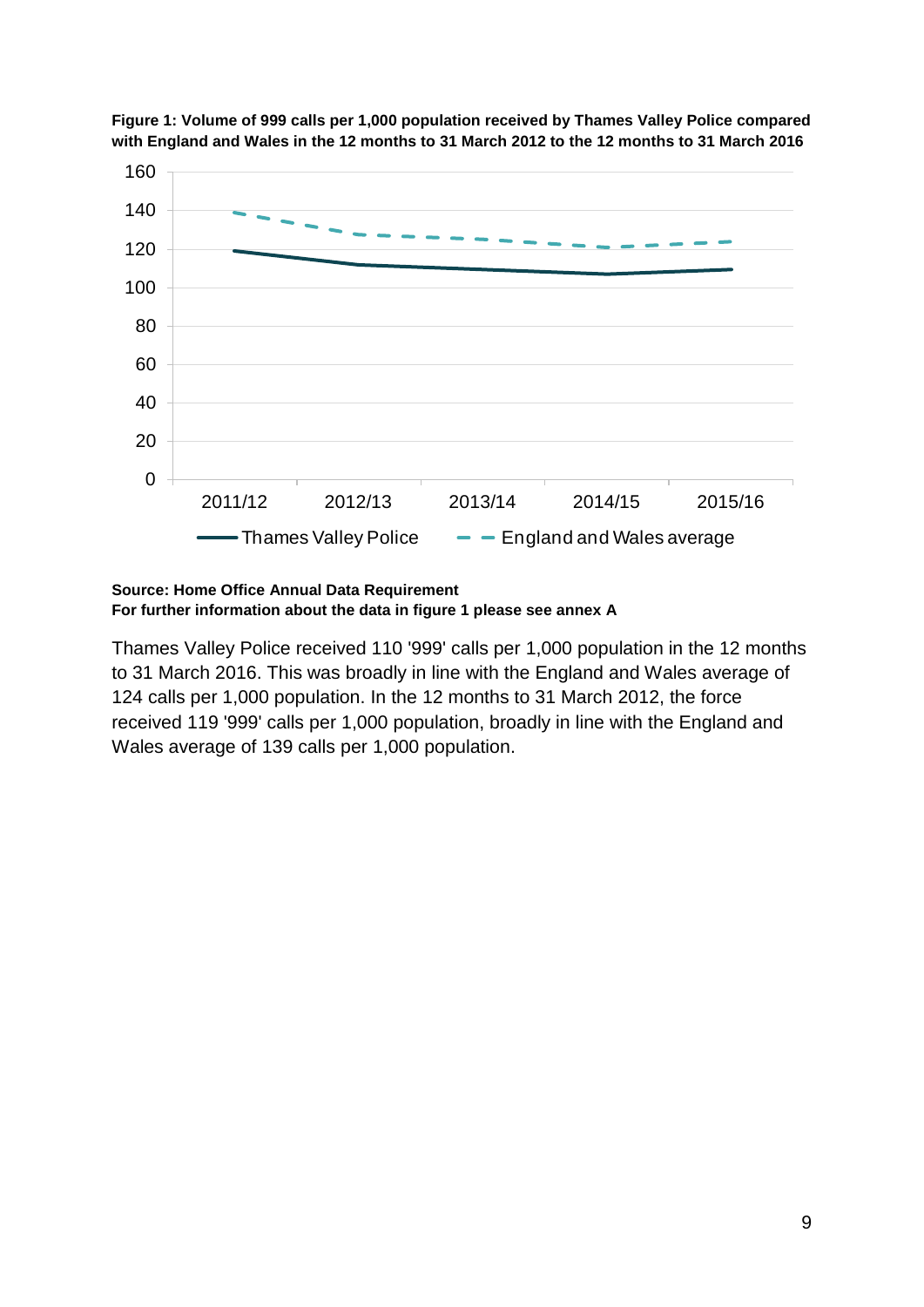**Figure 1: Volume of 999 calls per 1,000 population received by Thames Valley Police compared with England and Wales in the 12 months to 31 March 2012 to the 12 months to 31 March 2016**

**Source: Home Office Annual Data Requirement**
**For further information about the data in figure 1 please see annex A**

Thames Valley Police received 110 '999' calls per 1,000 population in the 12 months to 31 March 2016. This was broadly in line with the England and Wales average of 124 calls per 1,000 population. In the 12 months to 31 March 2012, the force received 119 '999' calls per 1,000 population, broadly in line with the England and Wales average of 139 calls per 1,000 population.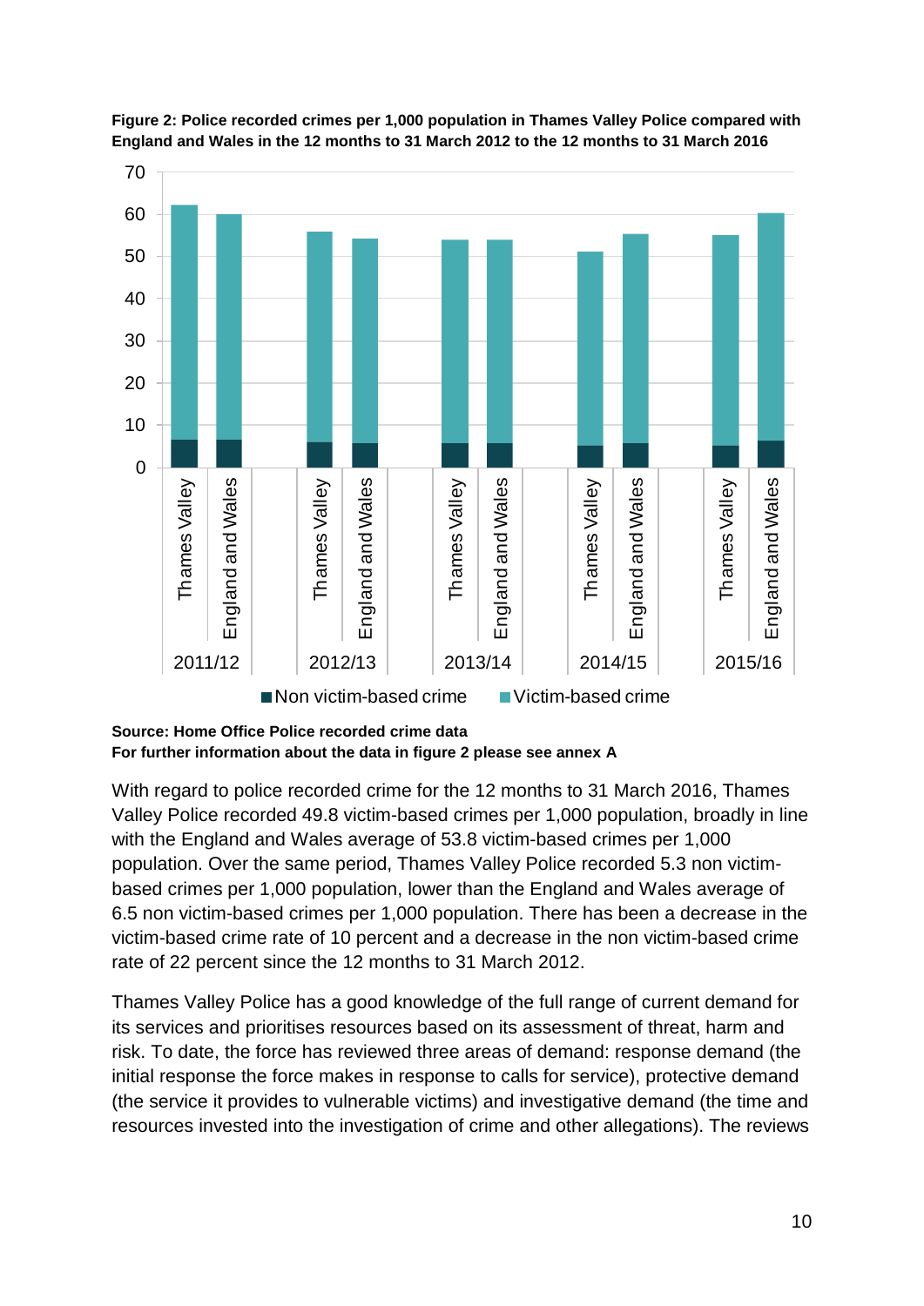**Figure 2: Police recorded crimes per 1,000 population in Thames Valley Police compared with England and Wales in the 12 months to 31 March 2012 to the 12 months to 31 March 2016**

**Source: Home Office Police recorded crime data**
**For further information about the data in figure 2 please see annex A**

With regard to police recorded crime for the 12 months to 31 March 2016, Thames Valley Police recorded 49.8 victim-based crimes per 1,000 population, broadly in line with the England and Wales average of 53.8 victim-based crimes per 1,000 population. Over the same period, Thames Valley Police recorded 5.3 non victim-based crimes per 1,000 population, lower than the England and Wales average of 6.5 non victim-based crimes per 1,000 population. There has been a decrease in the victim-based crime rate of 10 percent and a decrease in the non victim-based crime rate of 22 percent since the 12 months to 31 March 2012.

Thames Valley Police has a good knowledge of the full range of current demand for its services and prioritises resources based on its assessment of threat, harm and risk. To date, the force has reviewed three areas of demand: response demand (the initial response the force makes in response to calls for service), protective demand (the service it provides to vulnerable victims) and investigative demand (the time and resources invested into the investigation of crime and other allegations). The reviews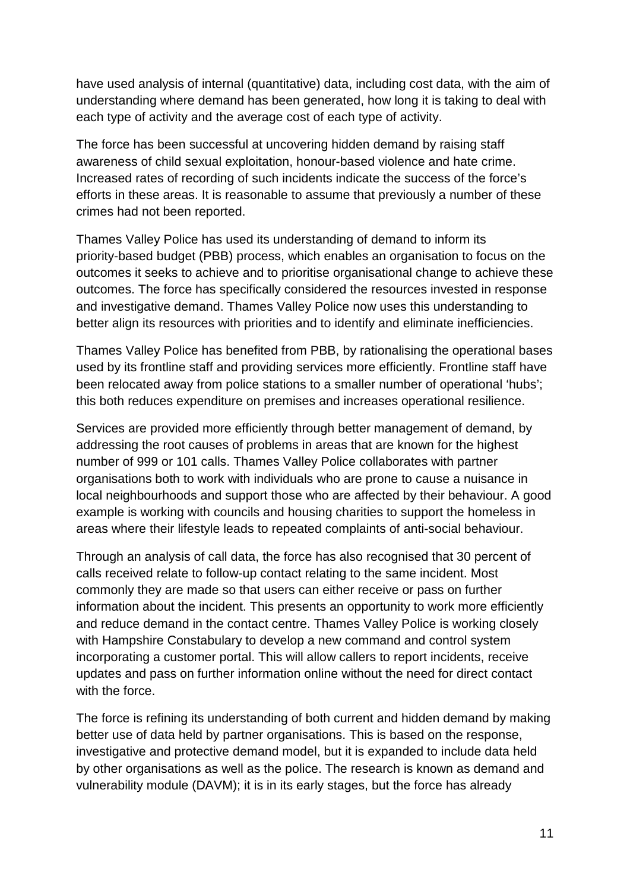have used analysis of internal (quantitative) data, including cost data, with the aim of understanding where demand has been generated, how long it is taking to deal with each type of activity and the average cost of each type of activity.

The force has been successful at uncovering hidden demand by raising staff awareness of child sexual exploitation, honour-based violence and hate crime. Increased rates of recording of such incidents indicate the success of the force's efforts in these areas. It is reasonable to assume that previously a number of these crimes had not been reported.

Thames Valley Police has used its understanding of demand to inform its priority-based budget (PBB) process, which enables an organisation to focus on the outcomes it seeks to achieve and to prioritise organisational change to achieve these outcomes. The force has specifically considered the resources invested in response and investigative demand. Thames Valley Police now uses this understanding to better align its resources with priorities and to identify and eliminate inefficiencies.

Thames Valley Police has benefited from PBB, by rationalising the operational bases used by its frontline staff and providing services more efficiently. Frontline staff have been relocated away from police stations to a smaller number of operational 'hubs'; this both reduces expenditure on premises and increases operational resilience.

Services are provided more efficiently through better management of demand, by addressing the root causes of problems in areas that are known for the highest number of 999 or 101 calls. Thames Valley Police collaborates with partner organisations both to work with individuals who are prone to cause a nuisance in local neighbourhoods and support those who are affected by their behaviour. A good example is working with councils and housing charities to support the homeless in areas where their lifestyle leads to repeated complaints of anti-social behaviour.

Through an analysis of call data, the force has also recognised that 30 percent of calls received relate to follow-up contact relating to the same incident. Most commonly they are made so that users can either receive or pass on further information about the incident. This presents an opportunity to work more efficiently and reduce demand in the contact centre. Thames Valley Police is working closely with Hampshire Constabulary to develop a new command and control system incorporating a customer portal. This will allow callers to report incidents, receive updates and pass on further information online without the need for direct contact with the force.

The force is refining its understanding of both current and hidden demand by making better use of data held by partner organisations. This is based on the response, investigative and protective demand model, but it is expanded to include data held by other organisations as well as the police. The research is known as demand and vulnerability module (DAVM); it is in its early stages, but the force has already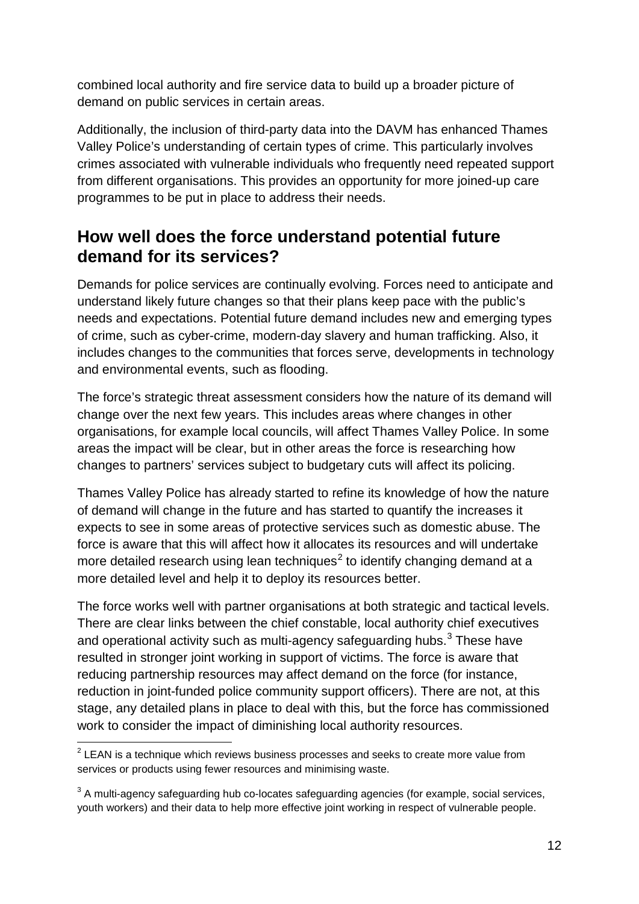combined local authority and fire service data to build up a broader picture of demand on public services in certain areas.

Additionally, the inclusion of third-party data into the DAVM has enhanced Thames Valley Police's understanding of certain types of crime. This particularly involves crimes associated with vulnerable individuals who frequently need repeated support from different organisations. This provides an opportunity for more joined-up care programmes to be put in place to address their needs.

## How well does the force understand potential future demand for its services?

Demands for police services are continually evolving. Forces need to anticipate and understand likely future changes so that their plans keep pace with the public's needs and expectations. Potential future demand includes new and emerging types of crime, such as cyber-crime, modern-day slavery and human trafficking. Also, it includes changes to the communities that forces serve, developments in technology and environmental events, such as flooding.

The force's strategic threat assessment considers how the nature of its demand will change over the next few years. This includes areas where changes in other organisations, for example local councils, will affect Thames Valley Police. In some areas the impact will be clear, but in other areas the force is researching how changes to partners' services subject to budgetary cuts will affect its policing.

Thames Valley Police has already started to refine its knowledge of how the nature of demand will change in the future and has started to quantify the increases it expects to see in some areas of protective services such as domestic abuse. The force is aware that this will affect how it allocates its resources and will undertake more detailed research using lean techniques[2] to identify changing demand at a more detailed level and help it to deploy its resources better.

The force works well with partner organisations at both strategic and tactical levels. There are clear links between the chief constable, local authority chief executives and operational activity such as multi-agency safeguarding hubs.[3] These have resulted in stronger joint working in support of victims. The force is aware that reducing partnership resources may affect demand on the force (for instance, reduction in joint-funded police community support officers). There are not, at this stage, any detailed plans in place to deal with this, but the force has commissioned work to consider the impact of diminishing local authority resources.

[2] LEAN is a technique which reviews business processes and seeks to create more value from services or products using fewer resources and minimising waste.

[3] A multi-agency safeguarding hub co-locates safeguarding agencies (for example, social services, youth workers) and their data to help more effective joint working in respect of vulnerable people.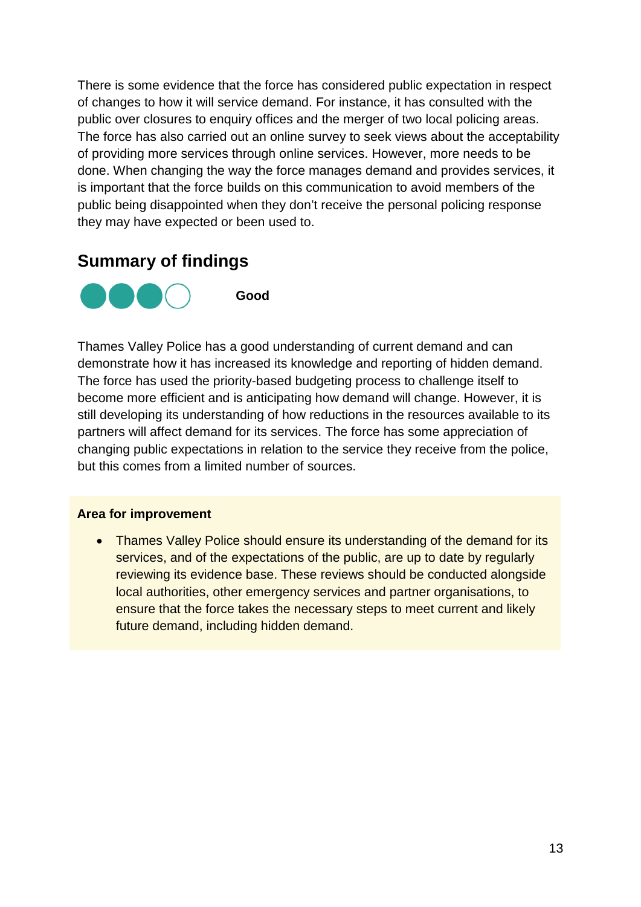There is some evidence that the force has considered public expectation in respect of changes to how it will service demand. For instance, it has consulted with the public over closures to enquiry offices and the merger of two local policing areas. The force has also carried out an online survey to seek views about the acceptability of providing more services through online services. However, more needs to be done. When changing the way the force manages demand and provides services, it is important that the force builds on this communication to avoid members of the public being disappointed when they don't receive the personal policing response they may have expected or been used to.

## Summary of findings

**Good**

Thames Valley Police has a good understanding of current demand and can demonstrate how it has increased its knowledge and reporting of hidden demand. The force has used the priority-based budgeting process to challenge itself to become more efficient and is anticipating how demand will change. However, it is still developing its understanding of how reductions in the resources available to its partners will affect demand for its services. The force has some appreciation of changing public expectations in relation to the service they receive from the police, but this comes from a limited number of sources.

**Area for improvement**

- Thames Valley Police should ensure its understanding of the demand for its services, and of the expectations of the public, are up to date by regularly reviewing its evidence base. These reviews should be conducted alongside local authorities, other emergency services and partner organisations, to ensure that the force takes the necessary steps to meet current and likely future demand, including hidden demand.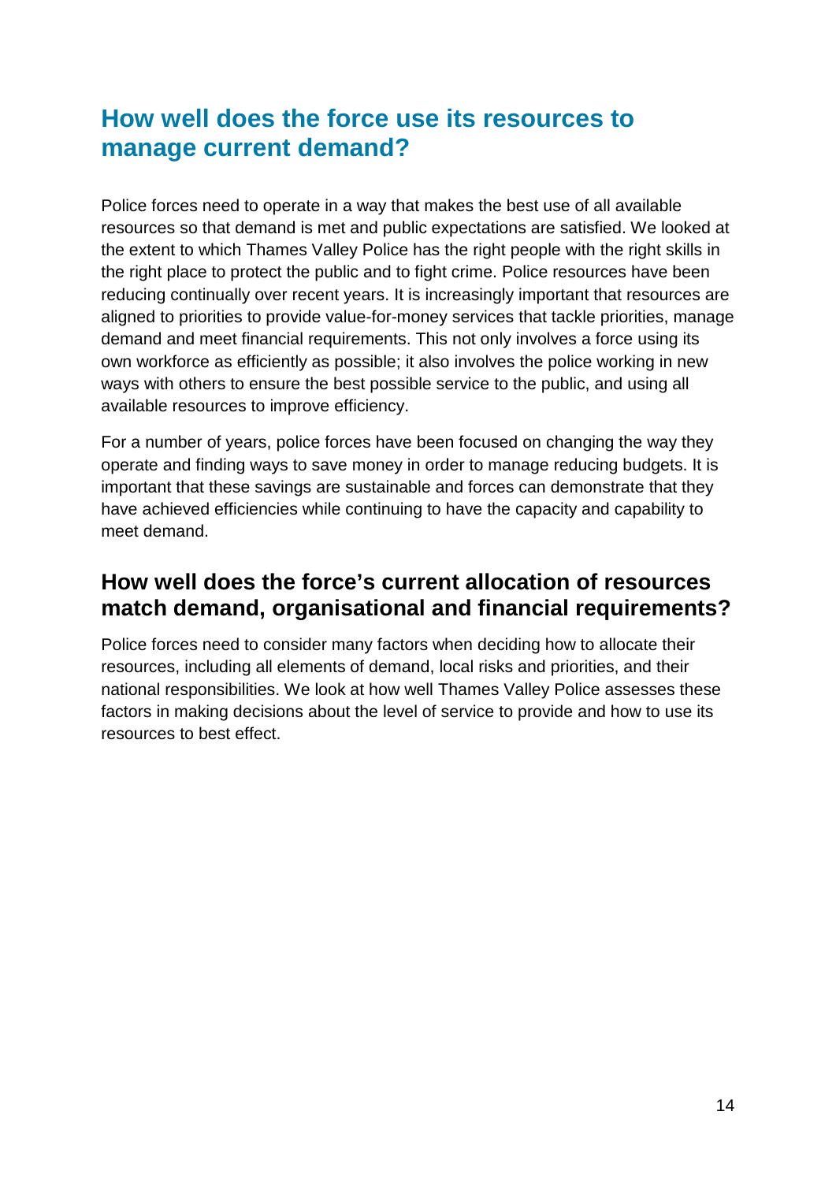## How well does the force use its resources to manage current demand?

Police forces need to operate in a way that makes the best use of all available resources so that demand is met and public expectations are satisfied. We looked at the extent to which Thames Valley Police has the right people with the right skills in the right place to protect the public and to fight crime. Police resources have been reducing continually over recent years. It is increasingly important that resources are aligned to priorities to provide value-for-money services that tackle priorities, manage demand and meet financial requirements. This not only involves a force using its own workforce as efficiently as possible; it also involves the police working in new ways with others to ensure the best possible service to the public, and using all available resources to improve efficiency.

For a number of years, police forces have been focused on changing the way they operate and finding ways to save money in order to manage reducing budgets. It is important that these savings are sustainable and forces can demonstrate that they have achieved efficiencies while continuing to have the capacity and capability to meet demand.

### How well does the force's current allocation of resources match demand, organisational and financial requirements?

Police forces need to consider many factors when deciding how to allocate their resources, including all elements of demand, local risks and priorities, and their national responsibilities. We look at how well Thames Valley Police assesses these factors in making decisions about the level of service to provide and how to use its resources to best effect.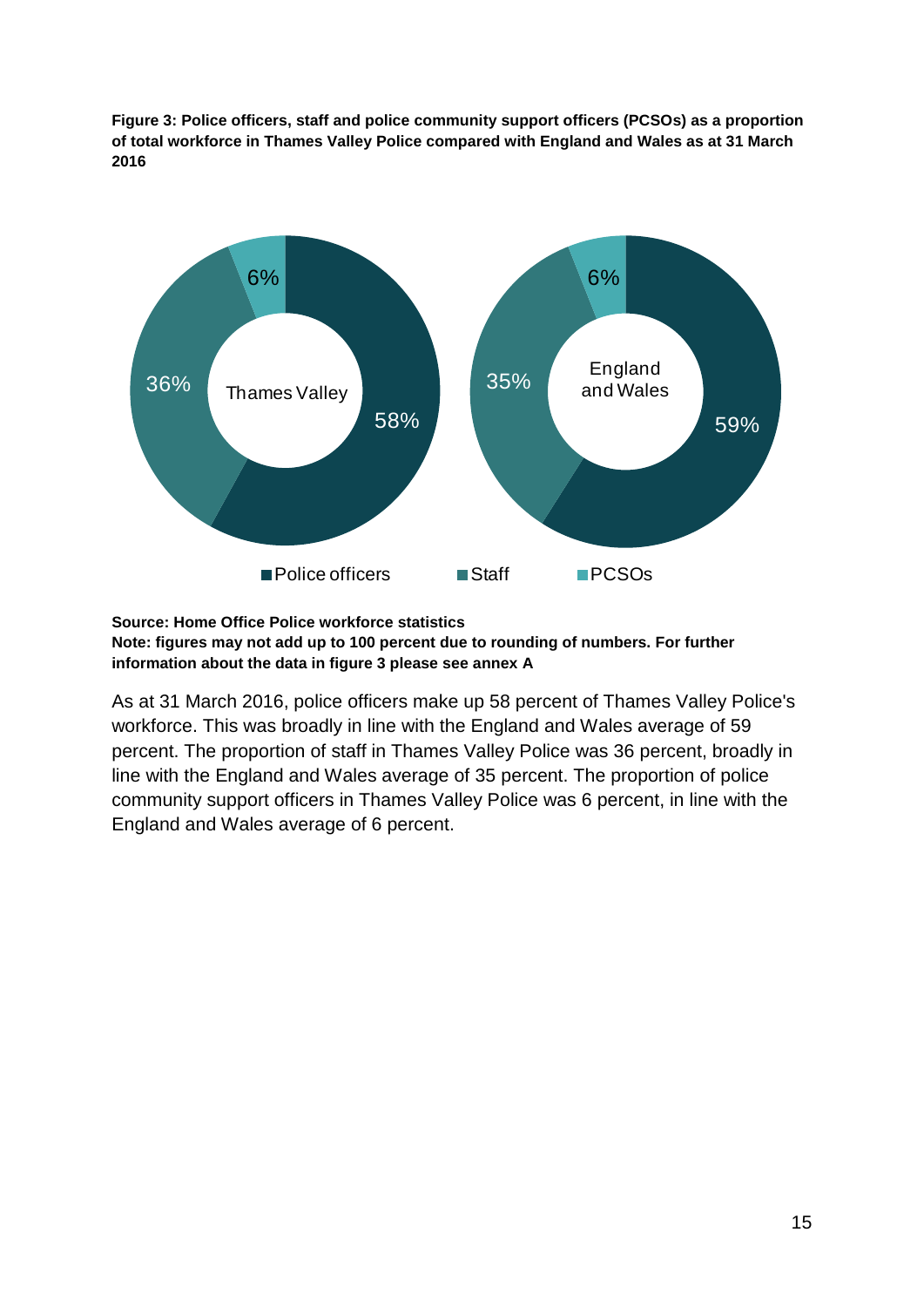**Figure 3: Police officers, staff and police community support officers (PCSOs) as a proportion of total workforce in Thames Valley Police compared with England and Wales as at 31 March 2016**

**Source: Home Office Police workforce statistics**
**Note: figures may not add up to 100 percent due to rounding of numbers. For further information about the data in figure 3 please see annex A**

As at 31 March 2016, police officers make up 58 percent of Thames Valley Police's workforce. This was broadly in line with the England and Wales average of 59 percent. The proportion of staff in Thames Valley Police was 36 percent, broadly in line with the England and Wales average of 35 percent. The proportion of police community support officers in Thames Valley Police was 6 percent, in line with the England and Wales average of 6 percent.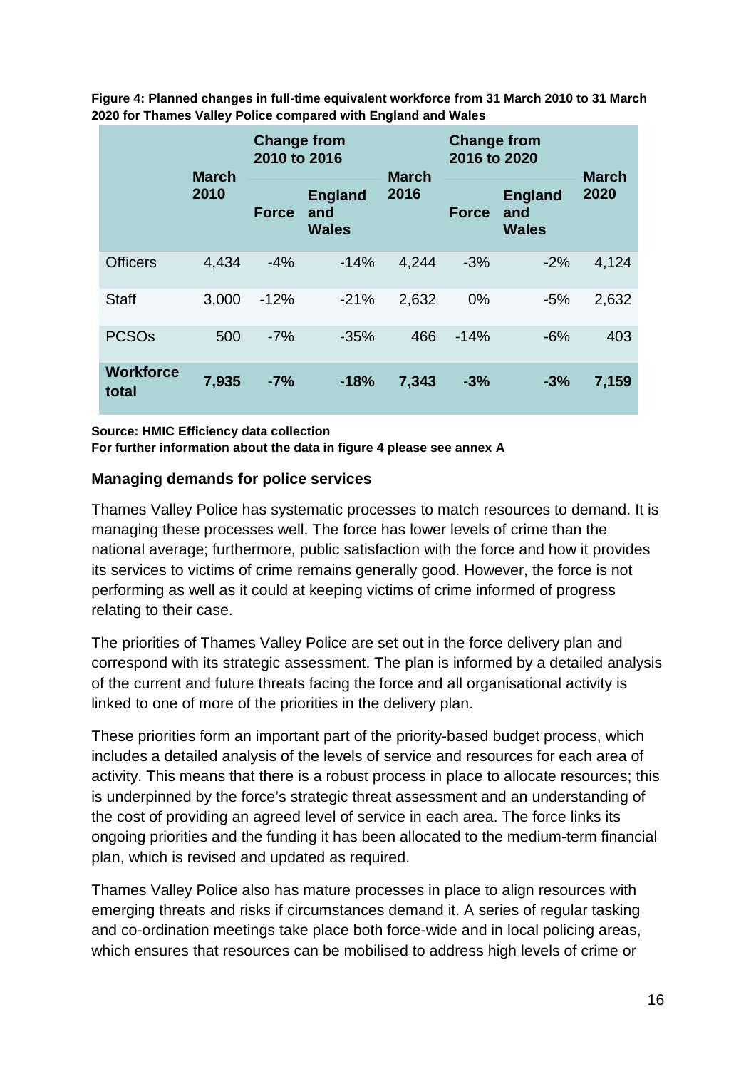**Figure 4: Planned changes in full-time equivalent workforce from 31 March 2010 to 31 March 2020 for Thames Valley Police compared with England and Wales**

| | March 2010 | Change from 2010 to 2016 | | March 2016 | Change from 2016 to 2020 | | March 2020 |
|---|---|---|---|---|---|---|---|
| | | Force | England and Wales | | Force | England and Wales | |
| Officers | 4,434 | -4% | -14% | 4,244 | -3% | -2% | 4,124 |
| Staff | 3,000 | -12% | -21% | 2,632 | 0% | -5% | 2,632 |
| PCSOs | 500 | -7% | -35% | 466 | -14% | -6% | 403 |
| **Workforce total** | **7,935** | **-7%** | **-18%** | **7,343** | **-3%** | **-3%** | **7,159** |

**Source: HMIC Efficiency data collection**
**For further information about the data in figure 4 please see annex A**

### Managing demands for police services

Thames Valley Police has systematic processes to match resources to demand. It is managing these processes well. The force has lower levels of crime than the national average; furthermore, public satisfaction with the force and how it provides its services to victims of crime remains generally good. However, the force is not performing as well as it could at keeping victims of crime informed of progress relating to their case.

The priorities of Thames Valley Police are set out in the force delivery plan and correspond with its strategic assessment. The plan is informed by a detailed analysis of the current and future threats facing the force and all organisational activity is linked to one of more of the priorities in the delivery plan.

These priorities form an important part of the priority-based budget process, which includes a detailed analysis of the levels of service and resources for each area of activity. This means that there is a robust process in place to allocate resources; this is underpinned by the force's strategic threat assessment and an understanding of the cost of providing an agreed level of service in each area. The force links its ongoing priorities and the funding it has been allocated to the medium-term financial plan, which is revised and updated as required.

Thames Valley Police also has mature processes in place to align resources with emerging threats and risks if circumstances demand it. A series of regular tasking and co-ordination meetings take place both force-wide and in local policing areas, which ensures that resources can be mobilised to address high levels of crime or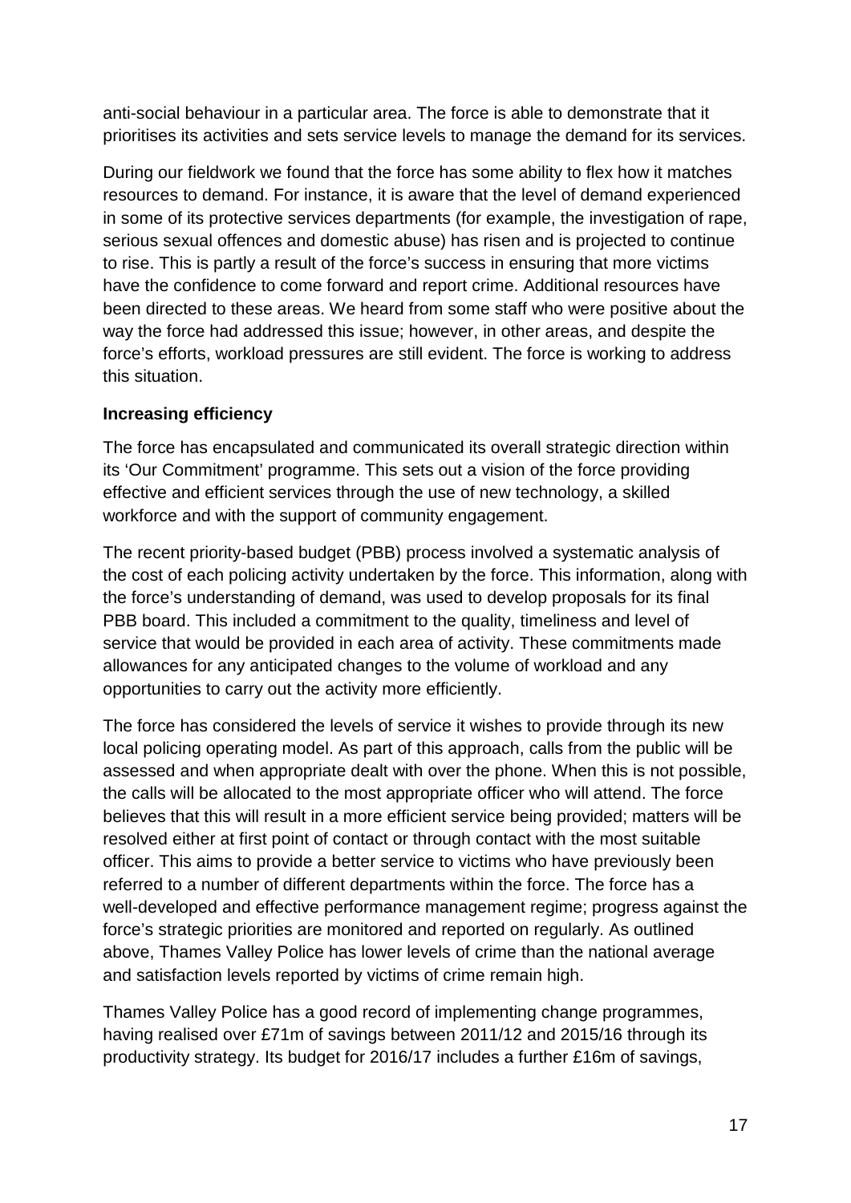anti-social behaviour in a particular area. The force is able to demonstrate that it prioritises its activities and sets service levels to manage the demand for its services.

During our fieldwork we found that the force has some ability to flex how it matches resources to demand. For instance, it is aware that the level of demand experienced in some of its protective services departments (for example, the investigation of rape, serious sexual offences and domestic abuse) has risen and is projected to continue to rise. This is partly a result of the force's success in ensuring that more victims have the confidence to come forward and report crime. Additional resources have been directed to these areas. We heard from some staff who were positive about the way the force had addressed this issue; however, in other areas, and despite the force's efforts, workload pressures are still evident. The force is working to address this situation.

**Increasing efficiency**

The force has encapsulated and communicated its overall strategic direction within its 'Our Commitment' programme. This sets out a vision of the force providing effective and efficient services through the use of new technology, a skilled workforce and with the support of community engagement.

The recent priority-based budget (PBB) process involved a systematic analysis of the cost of each policing activity undertaken by the force. This information, along with the force's understanding of demand, was used to develop proposals for its final PBB board. This included a commitment to the quality, timeliness and level of service that would be provided in each area of activity. These commitments made allowances for any anticipated changes to the volume of workload and any opportunities to carry out the activity more efficiently.

The force has considered the levels of service it wishes to provide through its new local policing operating model. As part of this approach, calls from the public will be assessed and when appropriate dealt with over the phone. When this is not possible, the calls will be allocated to the most appropriate officer who will attend. The force believes that this will result in a more efficient service being provided; matters will be resolved either at first point of contact or through contact with the most suitable officer. This aims to provide a better service to victims who have previously been referred to a number of different departments within the force. The force has a well-developed and effective performance management regime; progress against the force's strategic priorities are monitored and reported on regularly. As outlined above, Thames Valley Police has lower levels of crime than the national average and satisfaction levels reported by victims of crime remain high.

Thames Valley Police has a good record of implementing change programmes, having realised over £71m of savings between 2011/12 and 2015/16 through its productivity strategy. Its budget for 2016/17 includes a further £16m of savings,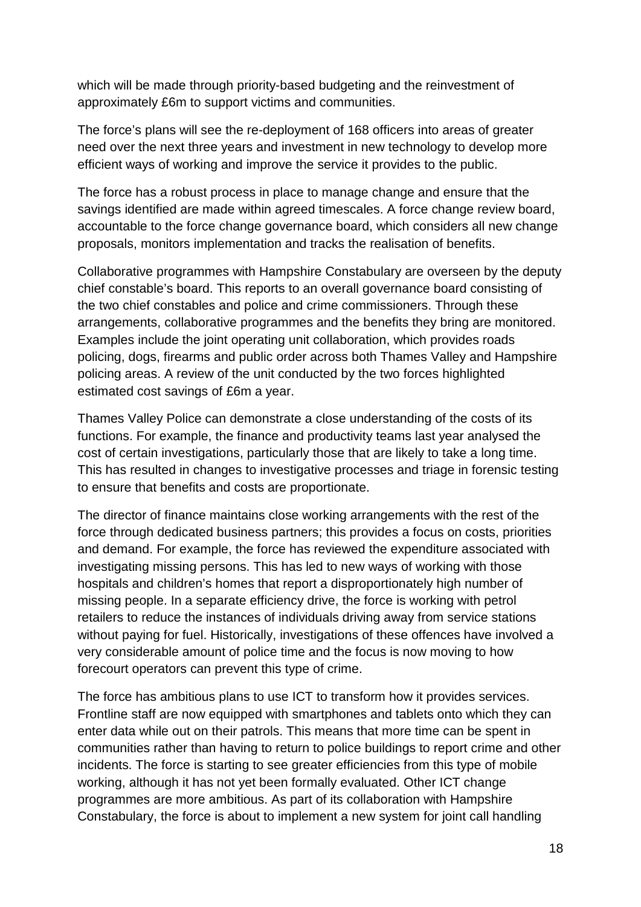which will be made through priority-based budgeting and the reinvestment of approximately £6m to support victims and communities.

The force's plans will see the re-deployment of 168 officers into areas of greater need over the next three years and investment in new technology to develop more efficient ways of working and improve the service it provides to the public.

The force has a robust process in place to manage change and ensure that the savings identified are made within agreed timescales. A force change review board, accountable to the force change governance board, which considers all new change proposals, monitors implementation and tracks the realisation of benefits.

Collaborative programmes with Hampshire Constabulary are overseen by the deputy chief constable's board. This reports to an overall governance board consisting of the two chief constables and police and crime commissioners. Through these arrangements, collaborative programmes and the benefits they bring are monitored. Examples include the joint operating unit collaboration, which provides roads policing, dogs, firearms and public order across both Thames Valley and Hampshire policing areas. A review of the unit conducted by the two forces highlighted estimated cost savings of £6m a year.

Thames Valley Police can demonstrate a close understanding of the costs of its functions. For example, the finance and productivity teams last year analysed the cost of certain investigations, particularly those that are likely to take a long time. This has resulted in changes to investigative processes and triage in forensic testing to ensure that benefits and costs are proportionate.

The director of finance maintains close working arrangements with the rest of the force through dedicated business partners; this provides a focus on costs, priorities and demand. For example, the force has reviewed the expenditure associated with investigating missing persons. This has led to new ways of working with those hospitals and children's homes that report a disproportionately high number of missing people. In a separate efficiency drive, the force is working with petrol retailers to reduce the instances of individuals driving away from service stations without paying for fuel. Historically, investigations of these offences have involved a very considerable amount of police time and the focus is now moving to how forecourt operators can prevent this type of crime.

The force has ambitious plans to use ICT to transform how it provides services. Frontline staff are now equipped with smartphones and tablets onto which they can enter data while out on their patrols. This means that more time can be spent in communities rather than having to return to police buildings to report crime and other incidents. The force is starting to see greater efficiencies from this type of mobile working, although it has not yet been formally evaluated. Other ICT change programmes are more ambitious. As part of its collaboration with Hampshire Constabulary, the force is about to implement a new system for joint call handling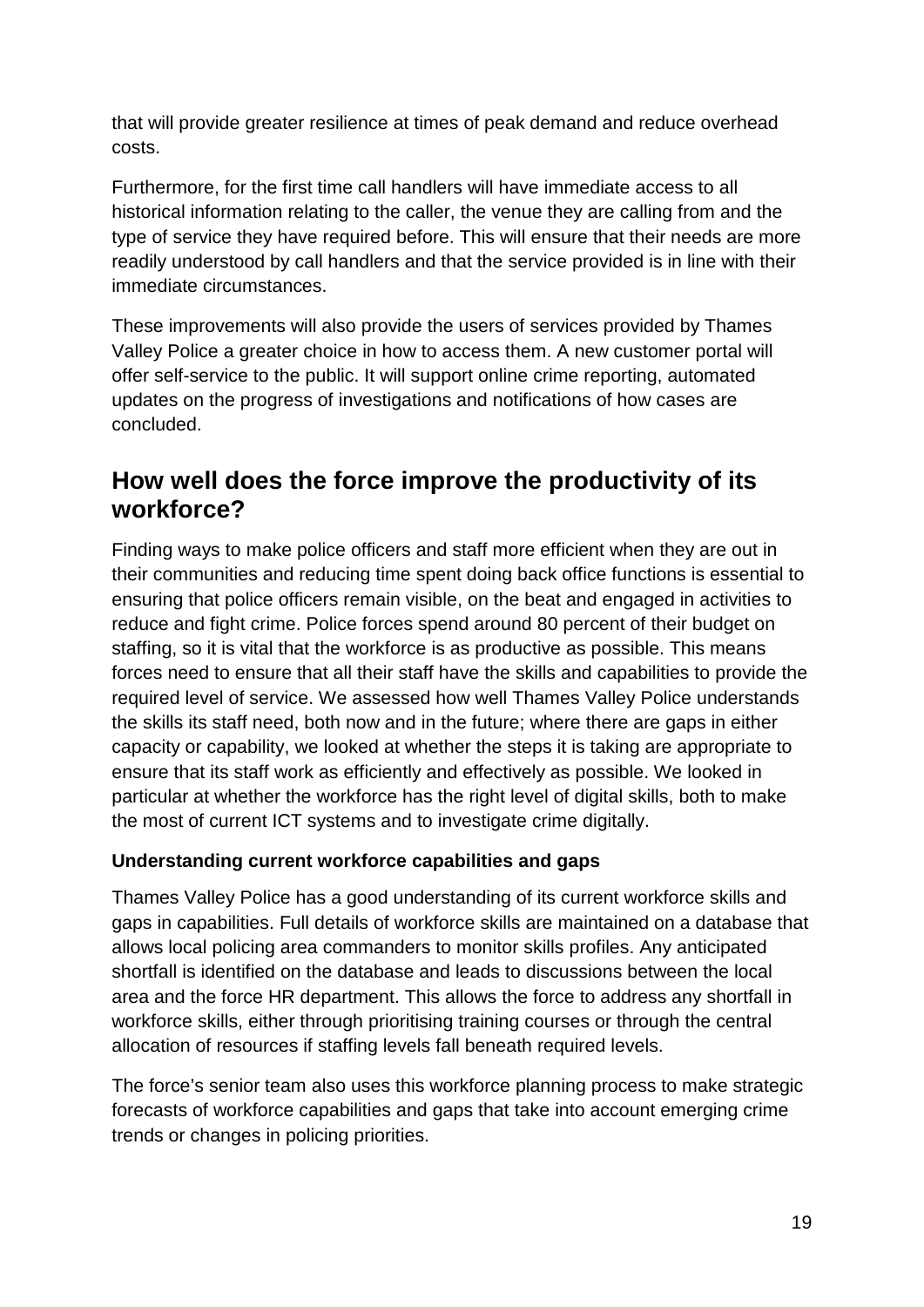that will provide greater resilience at times of peak demand and reduce overhead costs.

Furthermore, for the first time call handlers will have immediate access to all historical information relating to the caller, the venue they are calling from and the type of service they have required before. This will ensure that their needs are more readily understood by call handlers and that the service provided is in line with their immediate circumstances.

These improvements will also provide the users of services provided by Thames Valley Police a greater choice in how to access them. A new customer portal will offer self-service to the public. It will support online crime reporting, automated updates on the progress of investigations and notifications of how cases are concluded.

## How well does the force improve the productivity of its workforce?

Finding ways to make police officers and staff more efficient when they are out in their communities and reducing time spent doing back office functions is essential to ensuring that police officers remain visible, on the beat and engaged in activities to reduce and fight crime. Police forces spend around 80 percent of their budget on staffing, so it is vital that the workforce is as productive as possible. This means forces need to ensure that all their staff have the skills and capabilities to provide the required level of service. We assessed how well Thames Valley Police understands the skills its staff need, both now and in the future; where there are gaps in either capacity or capability, we looked at whether the steps it is taking are appropriate to ensure that its staff work as efficiently and effectively as possible. We looked in particular at whether the workforce has the right level of digital skills, both to make the most of current ICT systems and to investigate crime digitally.

**Understanding current workforce capabilities and gaps**

Thames Valley Police has a good understanding of its current workforce skills and gaps in capabilities. Full details of workforce skills are maintained on a database that allows local policing area commanders to monitor skills profiles. Any anticipated shortfall is identified on the database and leads to discussions between the local area and the force HR department. This allows the force to address any shortfall in workforce skills, either through prioritising training courses or through the central allocation of resources if staffing levels fall beneath required levels.

The force's senior team also uses this workforce planning process to make strategic forecasts of workforce capabilities and gaps that take into account emerging crime trends or changes in policing priorities.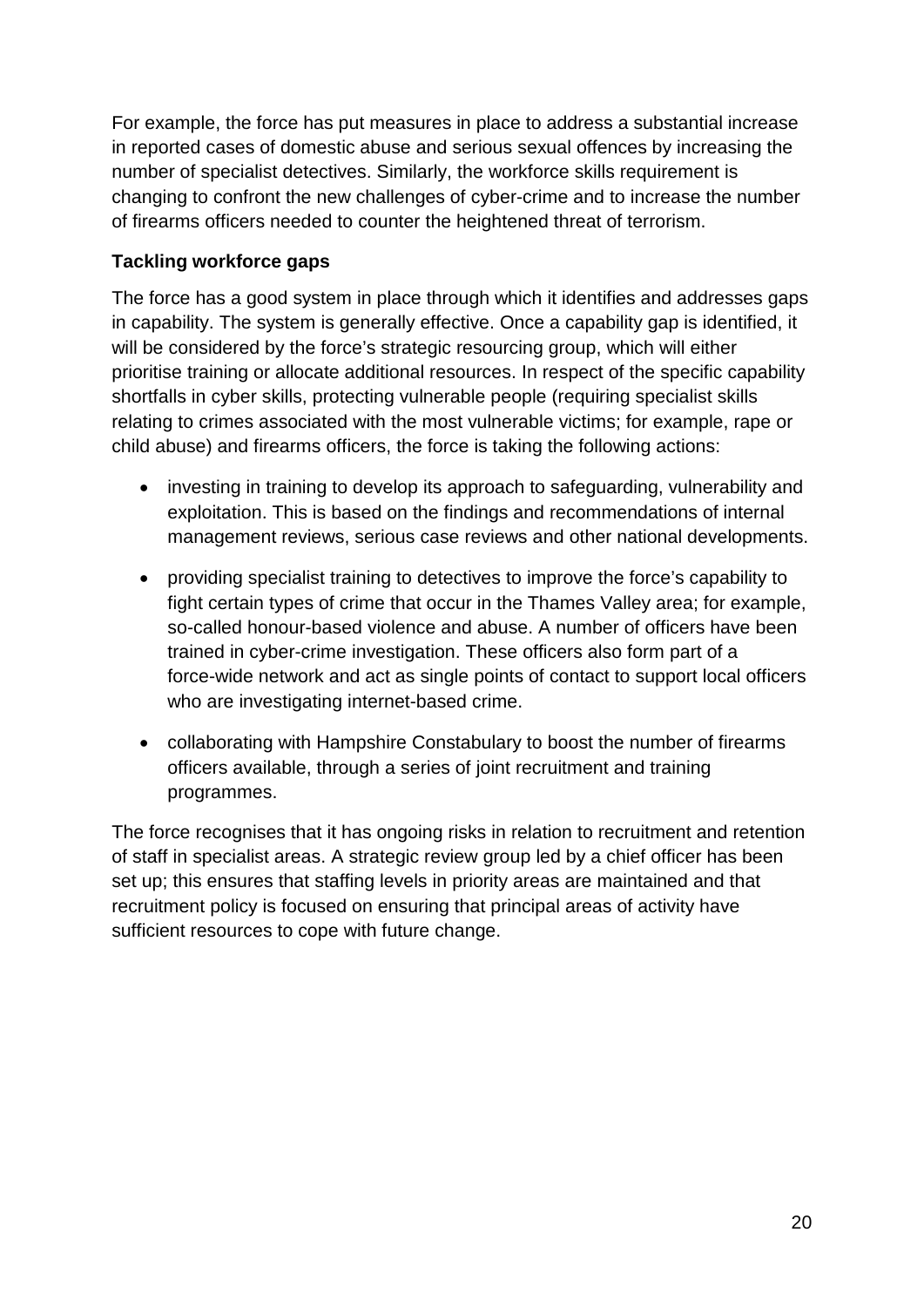For example, the force has put measures in place to address a substantial increase in reported cases of domestic abuse and serious sexual offences by increasing the number of specialist detectives. Similarly, the workforce skills requirement is changing to confront the new challenges of cyber-crime and to increase the number of firearms officers needed to counter the heightened threat of terrorism.

**Tackling workforce gaps**

The force has a good system in place through which it identifies and addresses gaps in capability. The system is generally effective. Once a capability gap is identified, it will be considered by the force's strategic resourcing group, which will either prioritise training or allocate additional resources. In respect of the specific capability shortfalls in cyber skills, protecting vulnerable people (requiring specialist skills relating to crimes associated with the most vulnerable victims; for example, rape or child abuse) and firearms officers, the force is taking the following actions:

- investing in training to develop its approach to safeguarding, vulnerability and exploitation. This is based on the findings and recommendations of internal management reviews, serious case reviews and other national developments.
- providing specialist training to detectives to improve the force's capability to fight certain types of crime that occur in the Thames Valley area; for example, so-called honour-based violence and abuse. A number of officers have been trained in cyber-crime investigation. These officers also form part of a force-wide network and act as single points of contact to support local officers who are investigating internet-based crime.
- collaborating with Hampshire Constabulary to boost the number of firearms officers available, through a series of joint recruitment and training programmes.

The force recognises that it has ongoing risks in relation to recruitment and retention of staff in specialist areas. A strategic review group led by a chief officer has been set up; this ensures that staffing levels in priority areas are maintained and that recruitment policy is focused on ensuring that principal areas of activity have sufficient resources to cope with future change.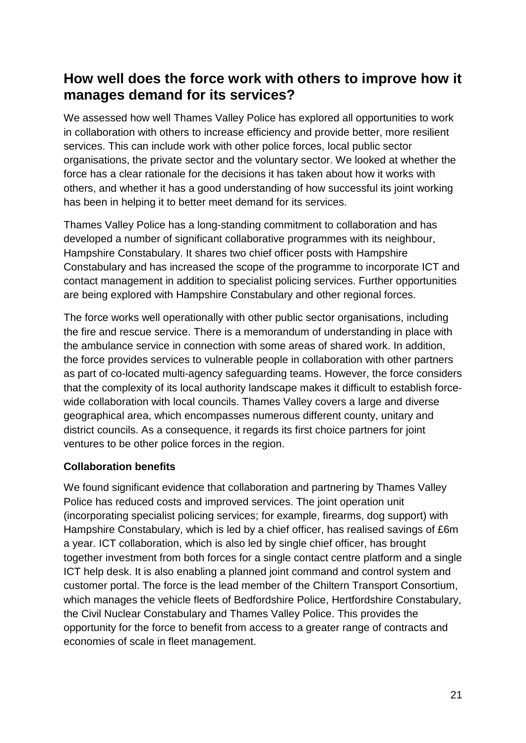## How well does the force work with others to improve how it manages demand for its services?

We assessed how well Thames Valley Police has explored all opportunities to work in collaboration with others to increase efficiency and provide better, more resilient services. This can include work with other police forces, local public sector organisations, the private sector and the voluntary sector. We looked at whether the force has a clear rationale for the decisions it has taken about how it works with others, and whether it has a good understanding of how successful its joint working has been in helping it to better meet demand for its services.

Thames Valley Police has a long-standing commitment to collaboration and has developed a number of significant collaborative programmes with its neighbour, Hampshire Constabulary. It shares two chief officer posts with Hampshire Constabulary and has increased the scope of the programme to incorporate ICT and contact management in addition to specialist policing services. Further opportunities are being explored with Hampshire Constabulary and other regional forces.

The force works well operationally with other public sector organisations, including the fire and rescue service. There is a memorandum of understanding in place with the ambulance service in connection with some areas of shared work. In addition, the force provides services to vulnerable people in collaboration with other partners as part of co-located multi-agency safeguarding teams. However, the force considers that the complexity of its local authority landscape makes it difficult to establish force-wide collaboration with local councils. Thames Valley covers a large and diverse geographical area, which encompasses numerous different county, unitary and district councils. As a consequence, it regards its first choice partners for joint ventures to be other police forces in the region.

### Collaboration benefits

We found significant evidence that collaboration and partnering by Thames Valley Police has reduced costs and improved services. The joint operation unit (incorporating specialist policing services; for example, firearms, dog support) with Hampshire Constabulary, which is led by a chief officer, has realised savings of £6m a year. ICT collaboration, which is also led by single chief officer, has brought together investment from both forces for a single contact centre platform and a single ICT help desk. It is also enabling a planned joint command and control system and customer portal. The force is the lead member of the Chiltern Transport Consortium, which manages the vehicle fleets of Bedfordshire Police, Hertfordshire Constabulary, the Civil Nuclear Constabulary and Thames Valley Police. This provides the opportunity for the force to benefit from access to a greater range of contracts and economies of scale in fleet management.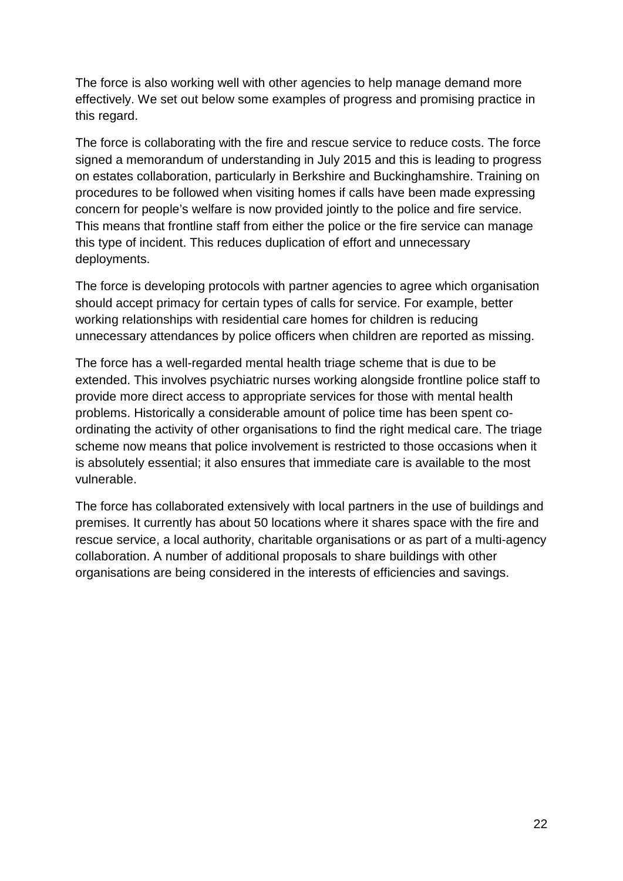The force is also working well with other agencies to help manage demand more effectively. We set out below some examples of progress and promising practice in this regard.

The force is collaborating with the fire and rescue service to reduce costs. The force signed a memorandum of understanding in July 2015 and this is leading to progress on estates collaboration, particularly in Berkshire and Buckinghamshire. Training on procedures to be followed when visiting homes if calls have been made expressing concern for people's welfare is now provided jointly to the police and fire service. This means that frontline staff from either the police or the fire service can manage this type of incident. This reduces duplication of effort and unnecessary deployments.

The force is developing protocols with partner agencies to agree which organisation should accept primacy for certain types of calls for service. For example, better working relationships with residential care homes for children is reducing unnecessary attendances by police officers when children are reported as missing.

The force has a well-regarded mental health triage scheme that is due to be extended. This involves psychiatric nurses working alongside frontline police staff to provide more direct access to appropriate services for those with mental health problems. Historically a considerable amount of police time has been spent co-ordinating the activity of other organisations to find the right medical care. The triage scheme now means that police involvement is restricted to those occasions when it is absolutely essential; it also ensures that immediate care is available to the most vulnerable.

The force has collaborated extensively with local partners in the use of buildings and premises. It currently has about 50 locations where it shares space with the fire and rescue service, a local authority, charitable organisations or as part of a multi-agency collaboration. A number of additional proposals to share buildings with other organisations are being considered in the interests of efficiencies and savings.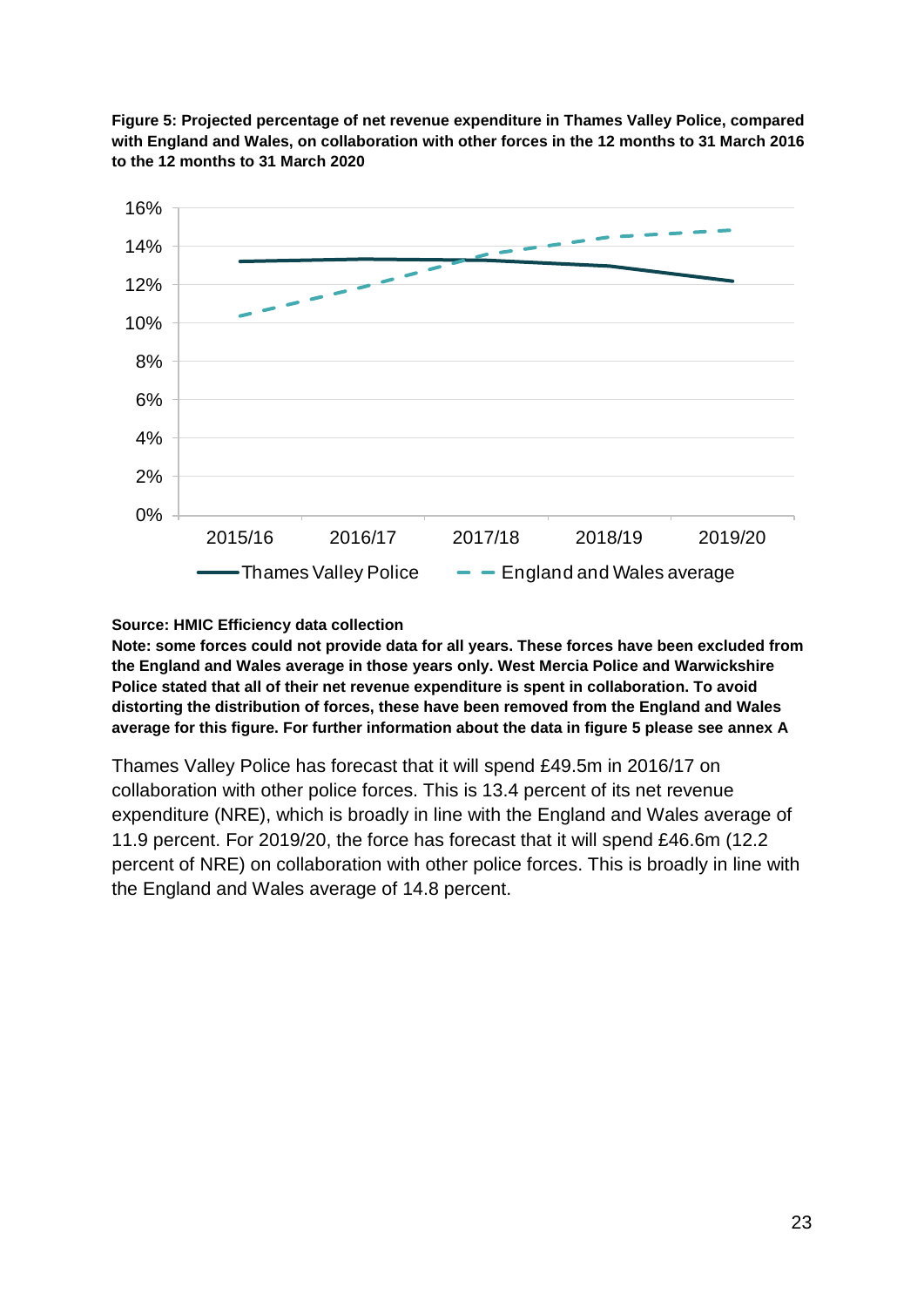**Figure 5: Projected percentage of net revenue expenditure in Thames Valley Police, compared with England and Wales, on collaboration with other forces in the 12 months to 31 March 2016 to the 12 months to 31 March 2020**

**Source: HMIC Efficiency data collection**

**Note: some forces could not provide data for all years. These forces have been excluded from the England and Wales average in those years only. West Mercia Police and Warwickshire Police stated that all of their net revenue expenditure is spent in collaboration. To avoid distorting the distribution of forces, these have been removed from the England and Wales average for this figure. For further information about the data in figure 5 please see annex A**

Thames Valley Police has forecast that it will spend £49.5m in 2016/17 on collaboration with other police forces. This is 13.4 percent of its net revenue expenditure (NRE), which is broadly in line with the England and Wales average of 11.9 percent. For 2019/20, the force has forecast that it will spend £46.6m (12.2 percent of NRE) on collaboration with other police forces. This is broadly in line with the England and Wales average of 14.8 percent.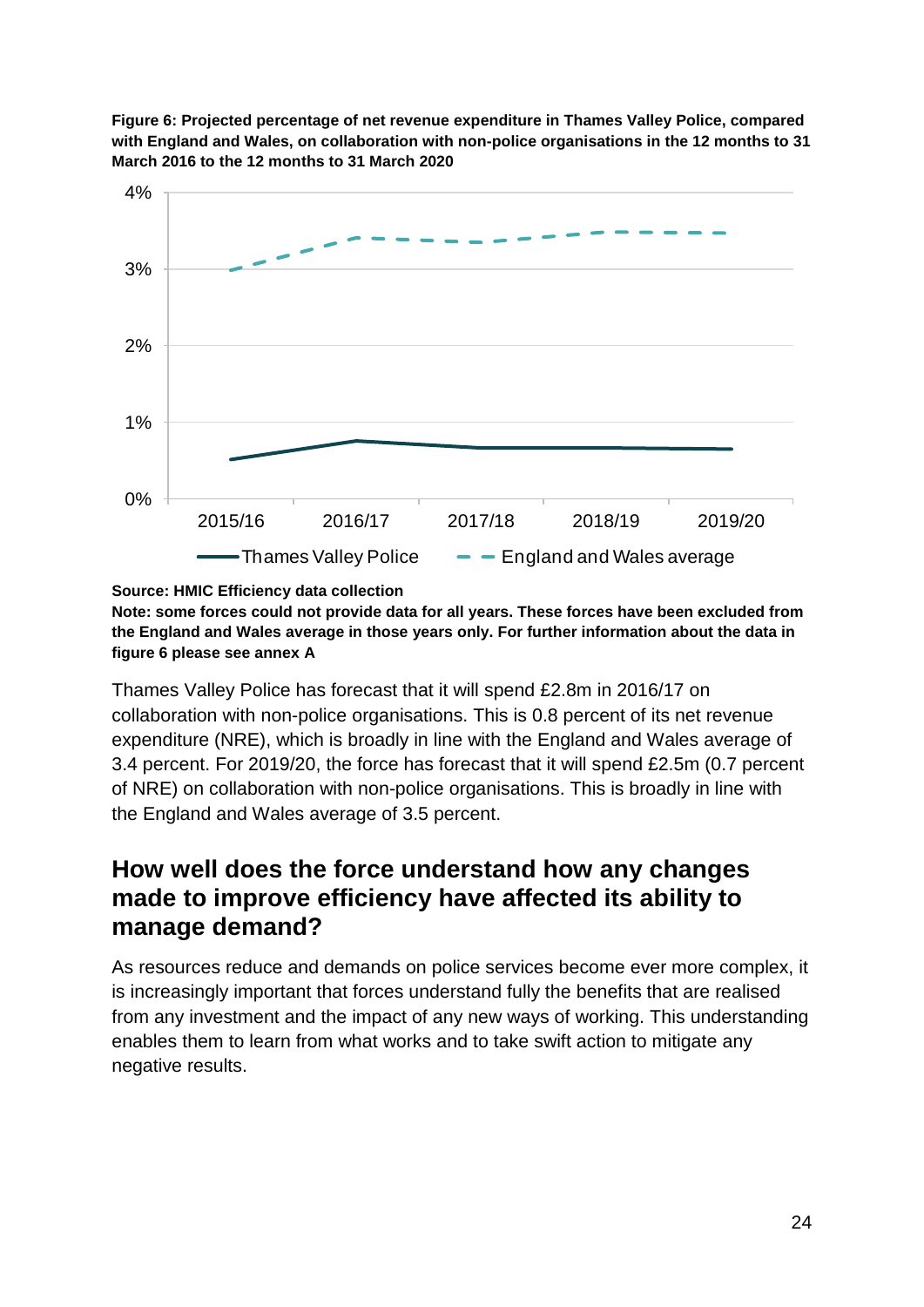**Figure 6: Projected percentage of net revenue expenditure in Thames Valley Police, compared with England and Wales, on collaboration with non-police organisations in the 12 months to 31 March 2016 to the 12 months to 31 March 2020**

**Source: HMIC Efficiency data collection**

**Note: some forces could not provide data for all years. These forces have been excluded from the England and Wales average in those years only. For further information about the data in figure 6 please see annex A**

Thames Valley Police has forecast that it will spend £2.8m in 2016/17 on collaboration with non-police organisations. This is 0.8 percent of its net revenue expenditure (NRE), which is broadly in line with the England and Wales average of 3.4 percent. For 2019/20, the force has forecast that it will spend £2.5m (0.7 percent of NRE) on collaboration with non-police organisations. This is broadly in line with the England and Wales average of 3.5 percent.

## How well does the force understand how any changes made to improve efficiency have affected its ability to manage demand?

As resources reduce and demands on police services become ever more complex, it is increasingly important that forces understand fully the benefits that are realised from any investment and the impact of any new ways of working. This understanding enables them to learn from what works and to take swift action to mitigate any negative results.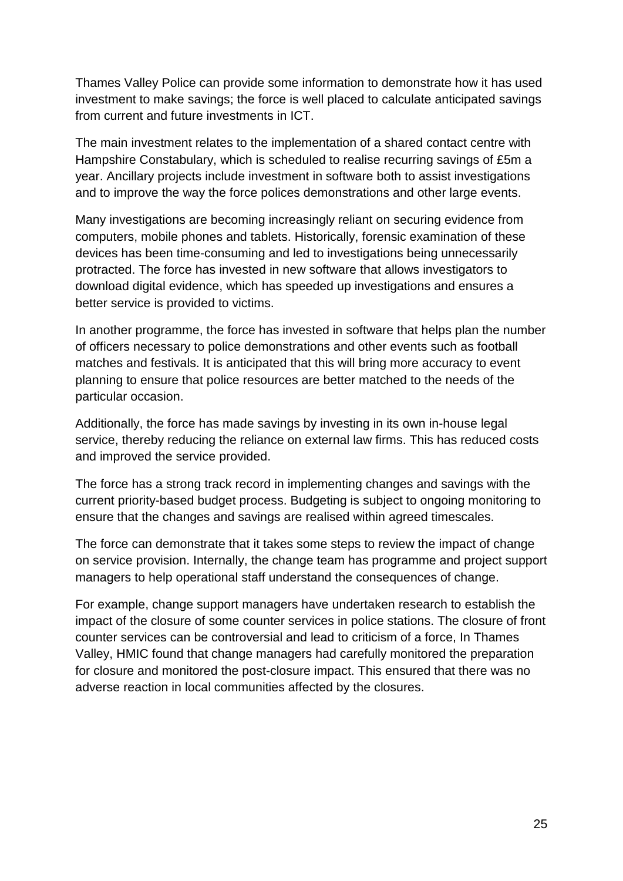Thames Valley Police can provide some information to demonstrate how it has used investment to make savings; the force is well placed to calculate anticipated savings from current and future investments in ICT.

The main investment relates to the implementation of a shared contact centre with Hampshire Constabulary, which is scheduled to realise recurring savings of £5m a year. Ancillary projects include investment in software both to assist investigations and to improve the way the force polices demonstrations and other large events.

Many investigations are becoming increasingly reliant on securing evidence from computers, mobile phones and tablets. Historically, forensic examination of these devices has been time-consuming and led to investigations being unnecessarily protracted. The force has invested in new software that allows investigators to download digital evidence, which has speeded up investigations and ensures a better service is provided to victims.

In another programme, the force has invested in software that helps plan the number of officers necessary to police demonstrations and other events such as football matches and festivals. It is anticipated that this will bring more accuracy to event planning to ensure that police resources are better matched to the needs of the particular occasion.

Additionally, the force has made savings by investing in its own in-house legal service, thereby reducing the reliance on external law firms. This has reduced costs and improved the service provided.

The force has a strong track record in implementing changes and savings with the current priority-based budget process. Budgeting is subject to ongoing monitoring to ensure that the changes and savings are realised within agreed timescales.

The force can demonstrate that it takes some steps to review the impact of change on service provision. Internally, the change team has programme and project support managers to help operational staff understand the consequences of change.

For example, change support managers have undertaken research to establish the impact of the closure of some counter services in police stations. The closure of front counter services can be controversial and lead to criticism of a force, In Thames Valley, HMIC found that change managers had carefully monitored the preparation for closure and monitored the post-closure impact. This ensured that there was no adverse reaction in local communities affected by the closures.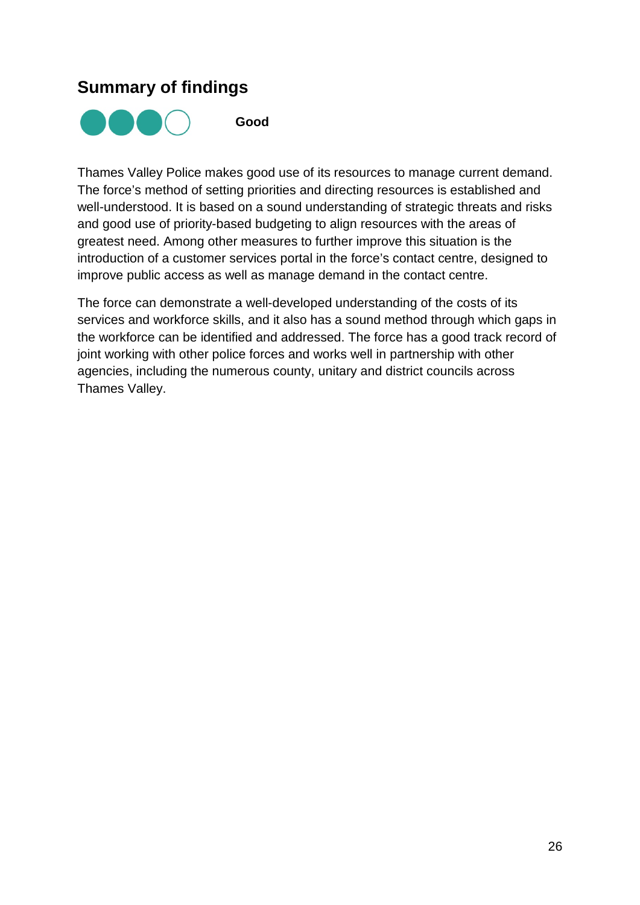## Summary of findings

**Good**

Thames Valley Police makes good use of its resources to manage current demand. The force's method of setting priorities and directing resources is established and well-understood. It is based on a sound understanding of strategic threats and risks and good use of priority-based budgeting to align resources with the areas of greatest need. Among other measures to further improve this situation is the introduction of a customer services portal in the force's contact centre, designed to improve public access as well as manage demand in the contact centre.

The force can demonstrate a well-developed understanding of the costs of its services and workforce skills, and it also has a sound method through which gaps in the workforce can be identified and addressed. The force has a good track record of joint working with other police forces and works well in partnership with other agencies, including the numerous county, unitary and district councils across Thames Valley.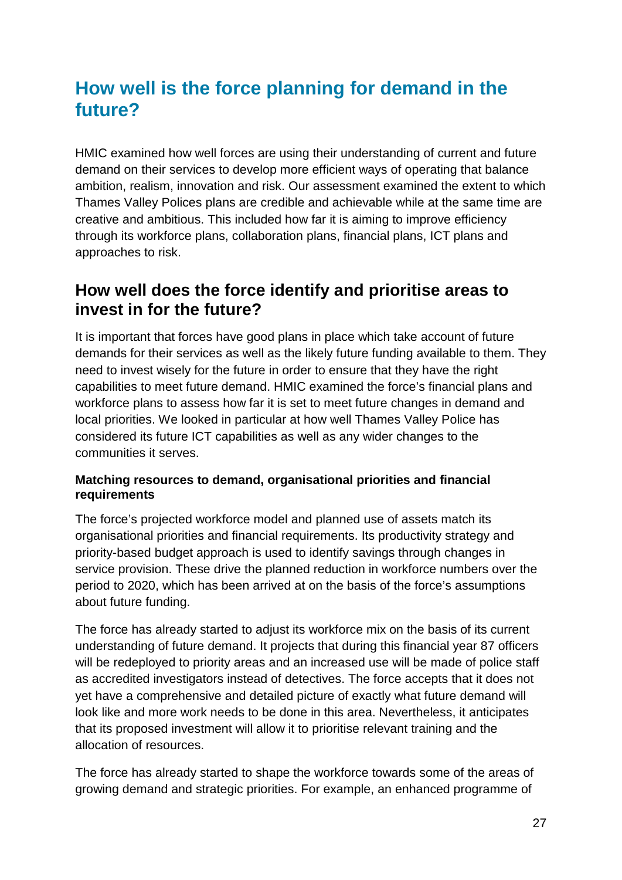# How well is the force planning for demand in the future?

HMIC examined how well forces are using their understanding of current and future demand on their services to develop more efficient ways of operating that balance ambition, realism, innovation and risk. Our assessment examined the extent to which Thames Valley Polices plans are credible and achievable while at the same time are creative and ambitious. This included how far it is aiming to improve efficiency through its workforce plans, collaboration plans, financial plans, ICT plans and approaches to risk.

## How well does the force identify and prioritise areas to invest in for the future?

It is important that forces have good plans in place which take account of future demands for their services as well as the likely future funding available to them. They need to invest wisely for the future in order to ensure that they have the right capabilities to meet future demand. HMIC examined the force's financial plans and workforce plans to assess how far it is set to meet future changes in demand and local priorities. We looked in particular at how well Thames Valley Police has considered its future ICT capabilities as well as any wider changes to the communities it serves.

**Matching resources to demand, organisational priorities and financial requirements**

The force's projected workforce model and planned use of assets match its organisational priorities and financial requirements. Its productivity strategy and priority-based budget approach is used to identify savings through changes in service provision. These drive the planned reduction in workforce numbers over the period to 2020, which has been arrived at on the basis of the force's assumptions about future funding.

The force has already started to adjust its workforce mix on the basis of its current understanding of future demand. It projects that during this financial year 87 officers will be redeployed to priority areas and an increased use will be made of police staff as accredited investigators instead of detectives. The force accepts that it does not yet have a comprehensive and detailed picture of exactly what future demand will look like and more work needs to be done in this area. Nevertheless, it anticipates that its proposed investment will allow it to prioritise relevant training and the allocation of resources.

The force has already started to shape the workforce towards some of the areas of growing demand and strategic priorities. For example, an enhanced programme of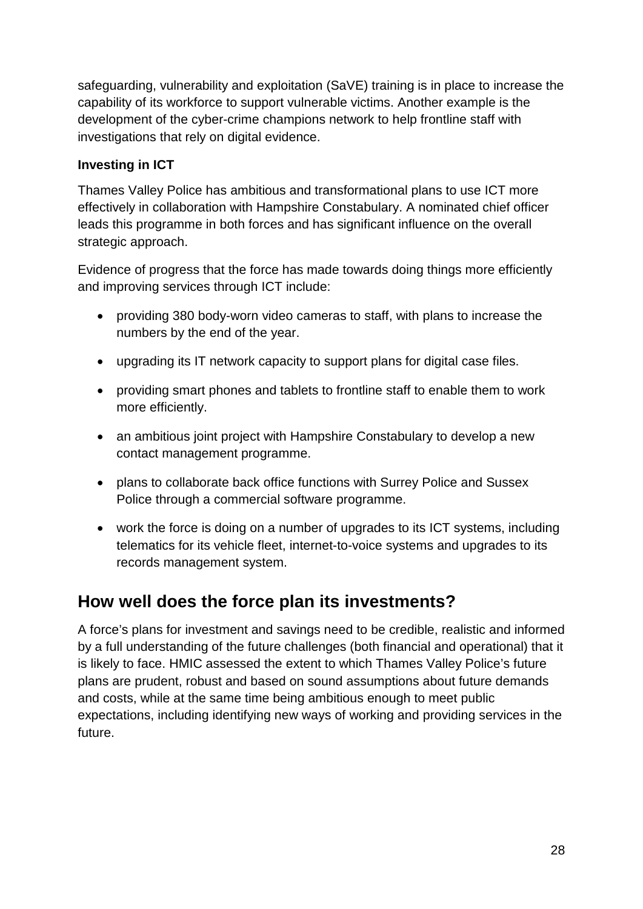safeguarding, vulnerability and exploitation (SaVE) training is in place to increase the capability of its workforce to support vulnerable victims. Another example is the development of the cyber-crime champions network to help frontline staff with investigations that rely on digital evidence.

**Investing in ICT**

Thames Valley Police has ambitious and transformational plans to use ICT more effectively in collaboration with Hampshire Constabulary. A nominated chief officer leads this programme in both forces and has significant influence on the overall strategic approach.

Evidence of progress that the force has made towards doing things more efficiently and improving services through ICT include:

- providing 380 body-worn video cameras to staff, with plans to increase the numbers by the end of the year.
- upgrading its IT network capacity to support plans for digital case files.
- providing smart phones and tablets to frontline staff to enable them to work more efficiently.
- an ambitious joint project with Hampshire Constabulary to develop a new contact management programme.
- plans to collaborate back office functions with Surrey Police and Sussex Police through a commercial software programme.
- work the force is doing on a number of upgrades to its ICT systems, including telematics for its vehicle fleet, internet-to-voice systems and upgrades to its records management system.

## How well does the force plan its investments?

A force's plans for investment and savings need to be credible, realistic and informed by a full understanding of the future challenges (both financial and operational) that it is likely to face. HMIC assessed the extent to which Thames Valley Police's future plans are prudent, robust and based on sound assumptions about future demands and costs, while at the same time being ambitious enough to meet public expectations, including identifying new ways of working and providing services in the future.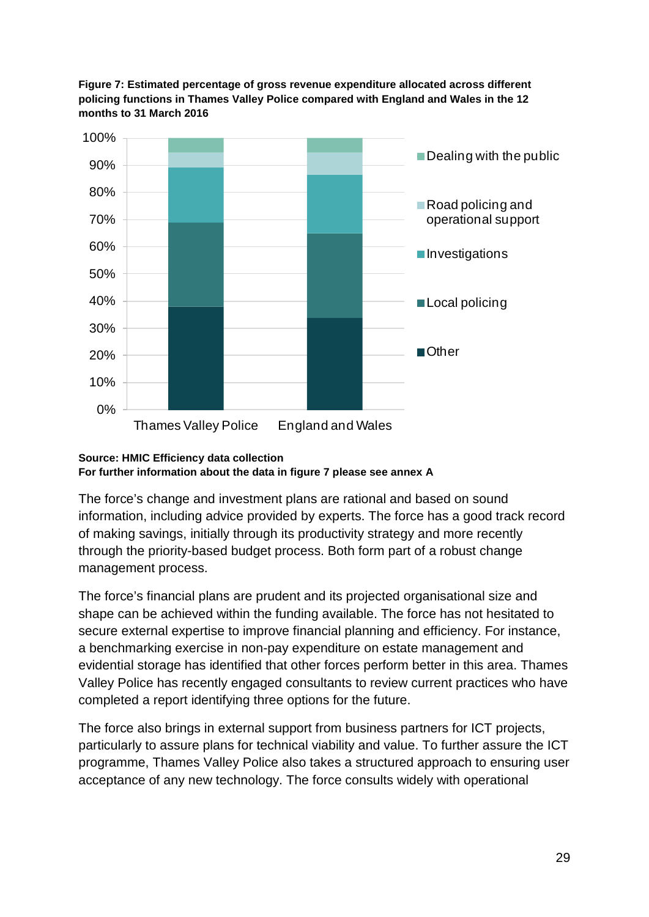**Figure 7: Estimated percentage of gross revenue expenditure allocated across different policing functions in Thames Valley Police compared with England and Wales in the 12 months to 31 March 2016**

**Source: HMIC Efficiency data collection**
**For further information about the data in figure 7 please see annex A**

The force's change and investment plans are rational and based on sound information, including advice provided by experts. The force has a good track record of making savings, initially through its productivity strategy and more recently through the priority-based budget process. Both form part of a robust change management process.

The force's financial plans are prudent and its projected organisational size and shape can be achieved within the funding available. The force has not hesitated to secure external expertise to improve financial planning and efficiency. For instance, a benchmarking exercise in non-pay expenditure on estate management and evidential storage has identified that other forces perform better in this area. Thames Valley Police has recently engaged consultants to review current practices who have completed a report identifying three options for the future.

The force also brings in external support from business partners for ICT projects, particularly to assure plans for technical viability and value. To further assure the ICT programme, Thames Valley Police also takes a structured approach to ensuring user acceptance of any new technology. The force consults widely with operational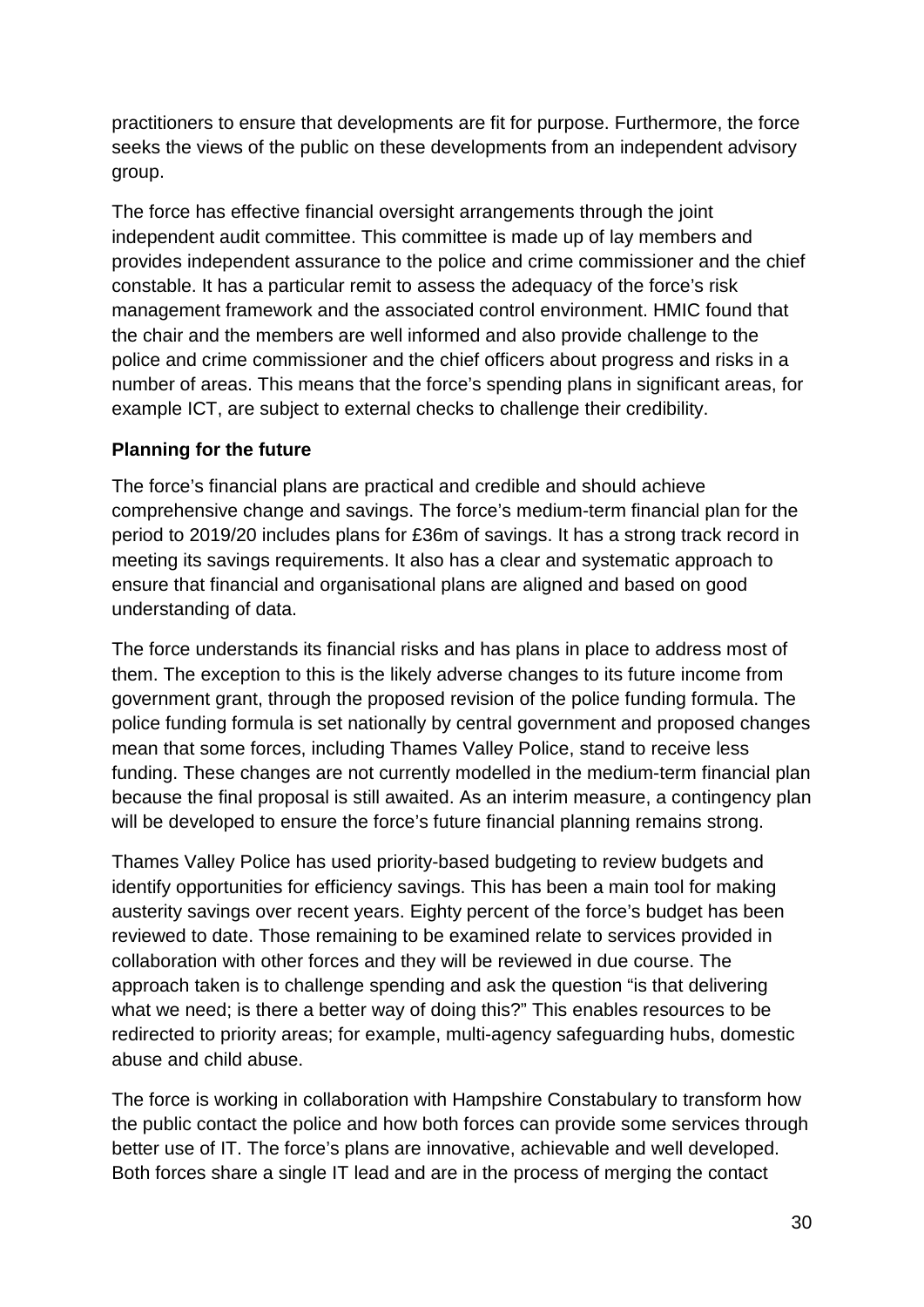practitioners to ensure that developments are fit for purpose. Furthermore, the force seeks the views of the public on these developments from an independent advisory group.

The force has effective financial oversight arrangements through the joint independent audit committee. This committee is made up of lay members and provides independent assurance to the police and crime commissioner and the chief constable. It has a particular remit to assess the adequacy of the force's risk management framework and the associated control environment. HMIC found that the chair and the members are well informed and also provide challenge to the police and crime commissioner and the chief officers about progress and risks in a number of areas. This means that the force's spending plans in significant areas, for example ICT, are subject to external checks to challenge their credibility.

**Planning for the future**

The force's financial plans are practical and credible and should achieve comprehensive change and savings. The force's medium-term financial plan for the period to 2019/20 includes plans for £36m of savings. It has a strong track record in meeting its savings requirements. It also has a clear and systematic approach to ensure that financial and organisational plans are aligned and based on good understanding of data.

The force understands its financial risks and has plans in place to address most of them. The exception to this is the likely adverse changes to its future income from government grant, through the proposed revision of the police funding formula. The police funding formula is set nationally by central government and proposed changes mean that some forces, including Thames Valley Police, stand to receive less funding. These changes are not currently modelled in the medium-term financial plan because the final proposal is still awaited. As an interim measure, a contingency plan will be developed to ensure the force's future financial planning remains strong.

Thames Valley Police has used priority-based budgeting to review budgets and identify opportunities for efficiency savings. This has been a main tool for making austerity savings over recent years. Eighty percent of the force's budget has been reviewed to date. Those remaining to be examined relate to services provided in collaboration with other forces and they will be reviewed in due course. The approach taken is to challenge spending and ask the question "is that delivering what we need; is there a better way of doing this?" This enables resources to be redirected to priority areas; for example, multi-agency safeguarding hubs, domestic abuse and child abuse.

The force is working in collaboration with Hampshire Constabulary to transform how the public contact the police and how both forces can provide some services through better use of IT. The force's plans are innovative, achievable and well developed. Both forces share a single IT lead and are in the process of merging the contact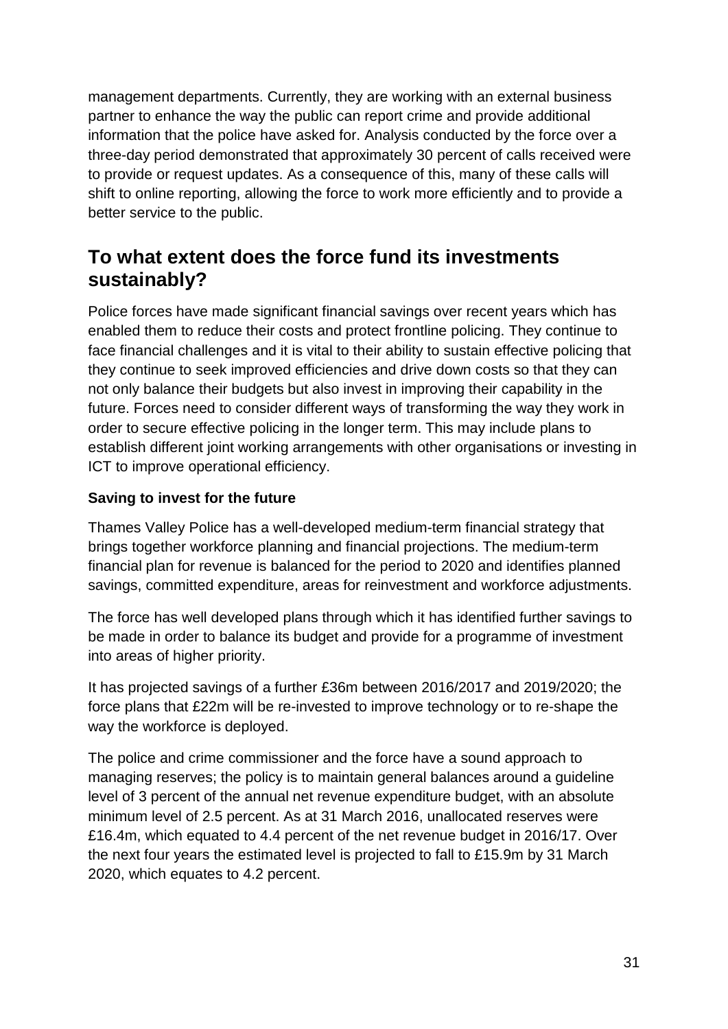management departments. Currently, they are working with an external business partner to enhance the way the public can report crime and provide additional information that the police have asked for. Analysis conducted by the force over a three-day period demonstrated that approximately 30 percent of calls received were to provide or request updates. As a consequence of this, many of these calls will shift to online reporting, allowing the force to work more efficiently and to provide a better service to the public.

## To what extent does the force fund its investments sustainably?

Police forces have made significant financial savings over recent years which has enabled them to reduce their costs and protect frontline policing. They continue to face financial challenges and it is vital to their ability to sustain effective policing that they continue to seek improved efficiencies and drive down costs so that they can not only balance their budgets but also invest in improving their capability in the future. Forces need to consider different ways of transforming the way they work in order to secure effective policing in the longer term. This may include plans to establish different joint working arrangements with other organisations or investing in ICT to improve operational efficiency.

**Saving to invest for the future**

Thames Valley Police has a well-developed medium-term financial strategy that brings together workforce planning and financial projections. The medium-term financial plan for revenue is balanced for the period to 2020 and identifies planned savings, committed expenditure, areas for reinvestment and workforce adjustments.

The force has well developed plans through which it has identified further savings to be made in order to balance its budget and provide for a programme of investment into areas of higher priority.

It has projected savings of a further £36m between 2016/2017 and 2019/2020; the force plans that £22m will be re-invested to improve technology or to re-shape the way the workforce is deployed.

The police and crime commissioner and the force have a sound approach to managing reserves; the policy is to maintain general balances around a guideline level of 3 percent of the annual net revenue expenditure budget, with an absolute minimum level of 2.5 percent. As at 31 March 2016, unallocated reserves were £16.4m, which equated to 4.4 percent of the net revenue budget in 2016/17. Over the next four years the estimated level is projected to fall to £15.9m by 31 March 2020, which equates to 4.2 percent.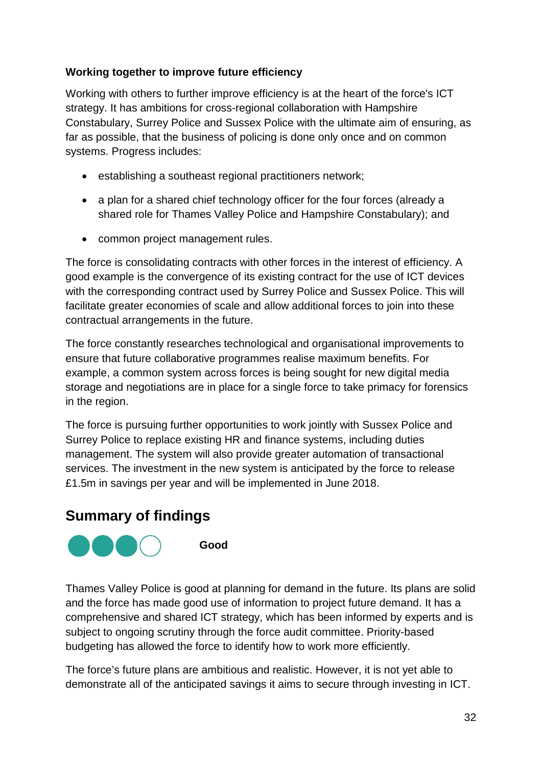**Working together to improve future efficiency**

Working with others to further improve efficiency is at the heart of the force's ICT strategy. It has ambitions for cross-regional collaboration with Hampshire Constabulary, Surrey Police and Sussex Police with the ultimate aim of ensuring, as far as possible, that the business of policing is done only once and on common systems. Progress includes:

- establishing a southeast regional practitioners network;
- a plan for a shared chief technology officer for the four forces (already a shared role for Thames Valley Police and Hampshire Constabulary); and
- common project management rules.

The force is consolidating contracts with other forces in the interest of efficiency. A good example is the convergence of its existing contract for the use of ICT devices with the corresponding contract used by Surrey Police and Sussex Police. This will facilitate greater economies of scale and allow additional forces to join into these contractual arrangements in the future.

The force constantly researches technological and organisational improvements to ensure that future collaborative programmes realise maximum benefits. For example, a common system across forces is being sought for new digital media storage and negotiations are in place for a single force to take primacy for forensics in the region.

The force is pursuing further opportunities to work jointly with Sussex Police and Surrey Police to replace existing HR and finance systems, including duties management. The system will also provide greater automation of transactional services. The investment in the new system is anticipated by the force to release £1.5m in savings per year and will be implemented in June 2018.

## Summary of findings

**Good**

Thames Valley Police is good at planning for demand in the future. Its plans are solid and the force has made good use of information to project future demand. It has a comprehensive and shared ICT strategy, which has been informed by experts and is subject to ongoing scrutiny through the force audit committee. Priority-based budgeting has allowed the force to identify how to work more efficiently.

The force's future plans are ambitious and realistic. However, it is not yet able to demonstrate all of the anticipated savings it aims to secure through investing in ICT.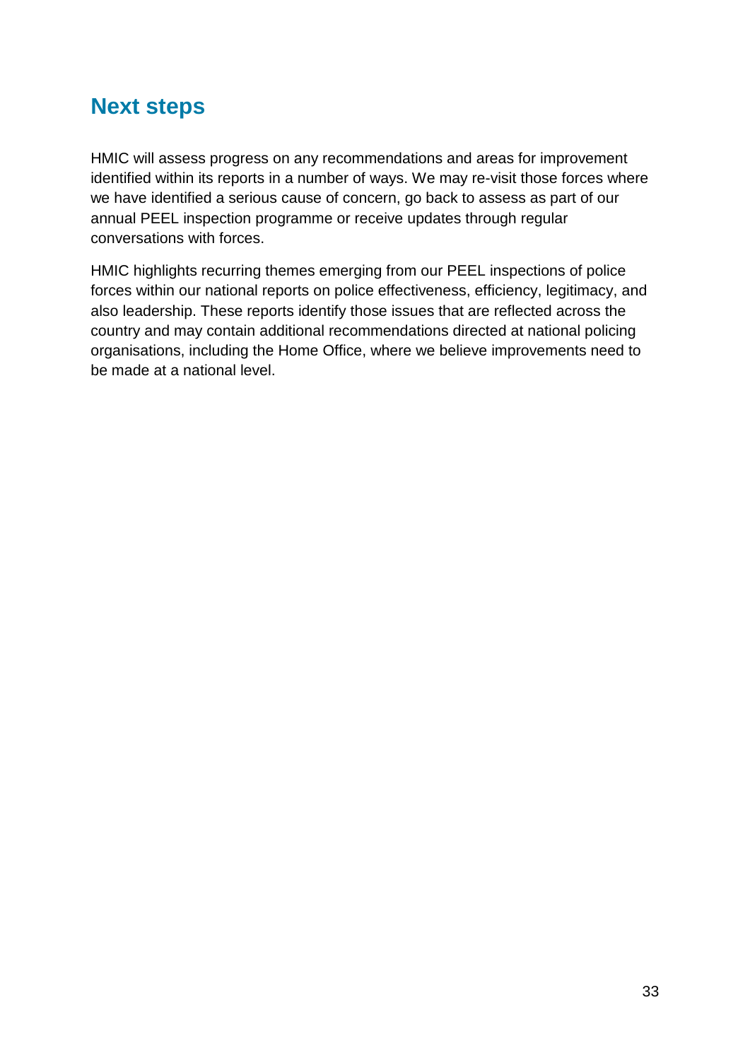## Next steps

HMIC will assess progress on any recommendations and areas for improvement identified within its reports in a number of ways. We may re-visit those forces where we have identified a serious cause of concern, go back to assess as part of our annual PEEL inspection programme or receive updates through regular conversations with forces.

HMIC highlights recurring themes emerging from our PEEL inspections of police forces within our national reports on police effectiveness, efficiency, legitimacy, and also leadership. These reports identify those issues that are reflected across the country and may contain additional recommendations directed at national policing organisations, including the Home Office, where we believe improvements need to be made at a national level.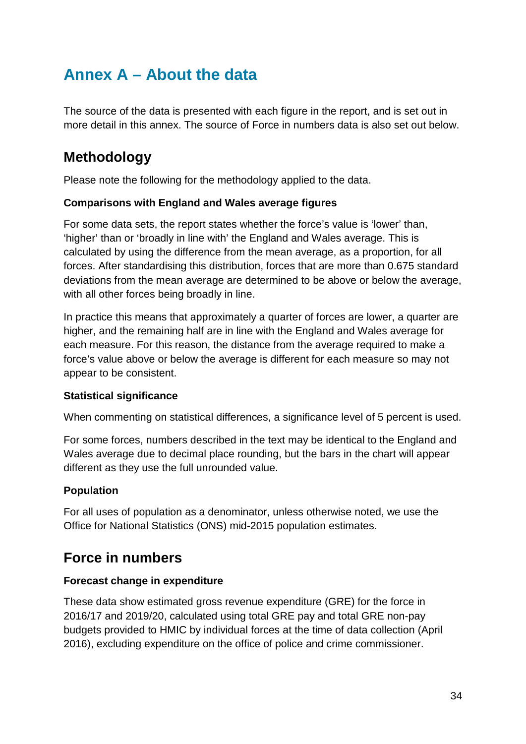# Annex A – About the data

The source of the data is presented with each figure in the report, and is set out in more detail in this annex. The source of Force in numbers data is also set out below.

## Methodology

Please note the following for the methodology applied to the data.

### Comparisons with England and Wales average figures

For some data sets, the report states whether the force's value is 'lower' than, 'higher' than or 'broadly in line with' the England and Wales average. This is calculated by using the difference from the mean average, as a proportion, for all forces. After standardising this distribution, forces that are more than 0.675 standard deviations from the mean average are determined to be above or below the average, with all other forces being broadly in line.

In practice this means that approximately a quarter of forces are lower, a quarter are higher, and the remaining half are in line with the England and Wales average for each measure. For this reason, the distance from the average required to make a force's value above or below the average is different for each measure so may not appear to be consistent.

### Statistical significance

When commenting on statistical differences, a significance level of 5 percent is used.

For some forces, numbers described in the text may be identical to the England and Wales average due to decimal place rounding, but the bars in the chart will appear different as they use the full unrounded value.

### Population

For all uses of population as a denominator, unless otherwise noted, we use the Office for National Statistics (ONS) mid-2015 population estimates.

## Force in numbers

### Forecast change in expenditure

These data show estimated gross revenue expenditure (GRE) for the force in 2016/17 and 2019/20, calculated using total GRE pay and total GRE non-pay budgets provided to HMIC by individual forces at the time of data collection (April 2016), excluding expenditure on the office of police and crime commissioner.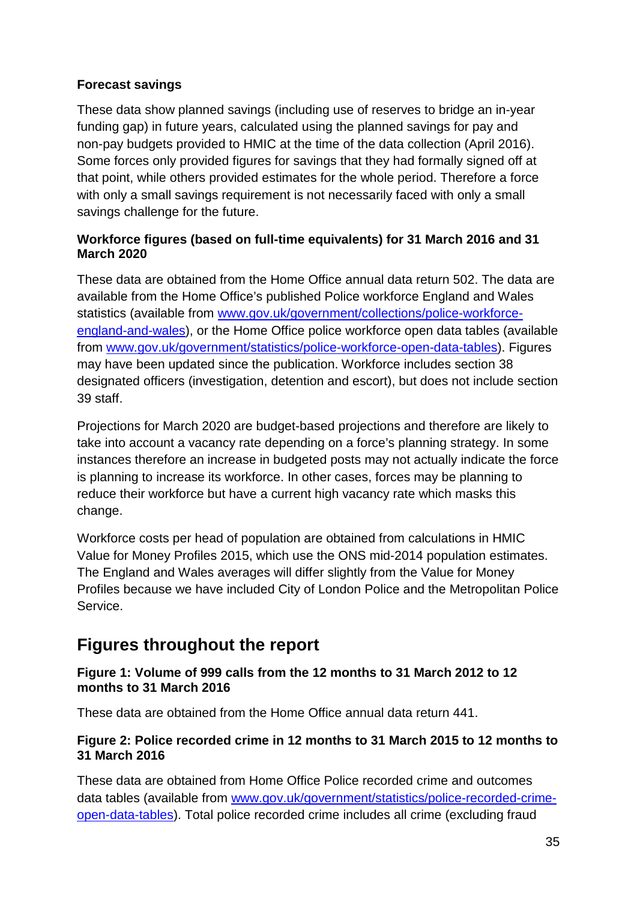**Forecast savings**

These data show planned savings (including use of reserves to bridge an in-year funding gap) in future years, calculated using the planned savings for pay and non-pay budgets provided to HMIC at the time of the data collection (April 2016). Some forces only provided figures for savings that they had formally signed off at that point, while others provided estimates for the whole period. Therefore a force with only a small savings requirement is not necessarily faced with only a small savings challenge for the future.

**Workforce figures (based on full-time equivalents) for 31 March 2016 and 31 March 2020**

These data are obtained from the Home Office annual data return 502. The data are available from the Home Office's published Police workforce England and Wales statistics (available from www.gov.uk/government/collections/police-workforce-england-and-wales), or the Home Office police workforce open data tables (available from www.gov.uk/government/statistics/police-workforce-open-data-tables). Figures may have been updated since the publication. Workforce includes section 38 designated officers (investigation, detention and escort), but does not include section 39 staff.

Projections for March 2020 are budget-based projections and therefore are likely to take into account a vacancy rate depending on a force's planning strategy. In some instances therefore an increase in budgeted posts may not actually indicate the force is planning to increase its workforce. In other cases, forces may be planning to reduce their workforce but have a current high vacancy rate which masks this change.

Workforce costs per head of population are obtained from calculations in HMIC Value for Money Profiles 2015, which use the ONS mid-2014 population estimates. The England and Wales averages will differ slightly from the Value for Money Profiles because we have included City of London Police and the Metropolitan Police Service.

## Figures throughout the report

**Figure 1: Volume of 999 calls from the 12 months to 31 March 2012 to 12 months to 31 March 2016**

These data are obtained from the Home Office annual data return 441.

**Figure 2: Police recorded crime in 12 months to 31 March 2015 to 12 months to 31 March 2016**

These data are obtained from Home Office Police recorded crime and outcomes data tables (available from www.gov.uk/government/statistics/police-recorded-crime-open-data-tables). Total police recorded crime includes all crime (excluding fraud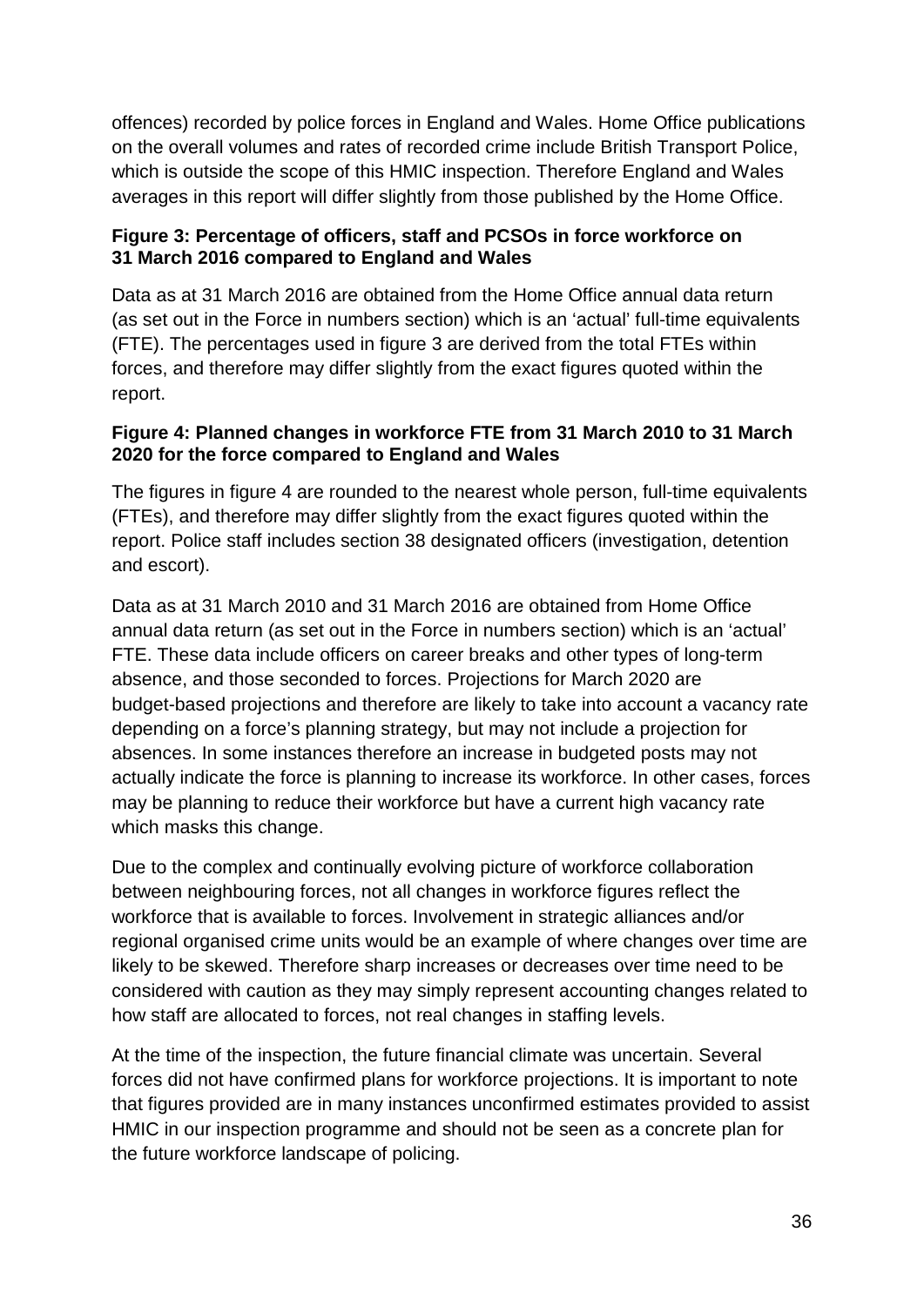offences) recorded by police forces in England and Wales. Home Office publications on the overall volumes and rates of recorded crime include British Transport Police, which is outside the scope of this HMIC inspection. Therefore England and Wales averages in this report will differ slightly from those published by the Home Office.

**Figure 3: Percentage of officers, staff and PCSOs in force workforce on 31 March 2016 compared to England and Wales**

Data as at 31 March 2016 are obtained from the Home Office annual data return (as set out in the Force in numbers section) which is an 'actual' full-time equivalents (FTE). The percentages used in figure 3 are derived from the total FTEs within forces, and therefore may differ slightly from the exact figures quoted within the report.

**Figure 4: Planned changes in workforce FTE from 31 March 2010 to 31 March 2020 for the force compared to England and Wales**

The figures in figure 4 are rounded to the nearest whole person, full-time equivalents (FTEs), and therefore may differ slightly from the exact figures quoted within the report. Police staff includes section 38 designated officers (investigation, detention and escort).

Data as at 31 March 2010 and 31 March 2016 are obtained from Home Office annual data return (as set out in the Force in numbers section) which is an 'actual' FTE. These data include officers on career breaks and other types of long-term absence, and those seconded to forces. Projections for March 2020 are budget-based projections and therefore are likely to take into account a vacancy rate depending on a force's planning strategy, but may not include a projection for absences. In some instances therefore an increase in budgeted posts may not actually indicate the force is planning to increase its workforce. In other cases, forces may be planning to reduce their workforce but have a current high vacancy rate which masks this change.

Due to the complex and continually evolving picture of workforce collaboration between neighbouring forces, not all changes in workforce figures reflect the workforce that is available to forces. Involvement in strategic alliances and/or regional organised crime units would be an example of where changes over time are likely to be skewed. Therefore sharp increases or decreases over time need to be considered with caution as they may simply represent accounting changes related to how staff are allocated to forces, not real changes in staffing levels.

At the time of the inspection, the future financial climate was uncertain. Several forces did not have confirmed plans for workforce projections. It is important to note that figures provided are in many instances unconfirmed estimates provided to assist HMIC in our inspection programme and should not be seen as a concrete plan for the future workforce landscape of policing.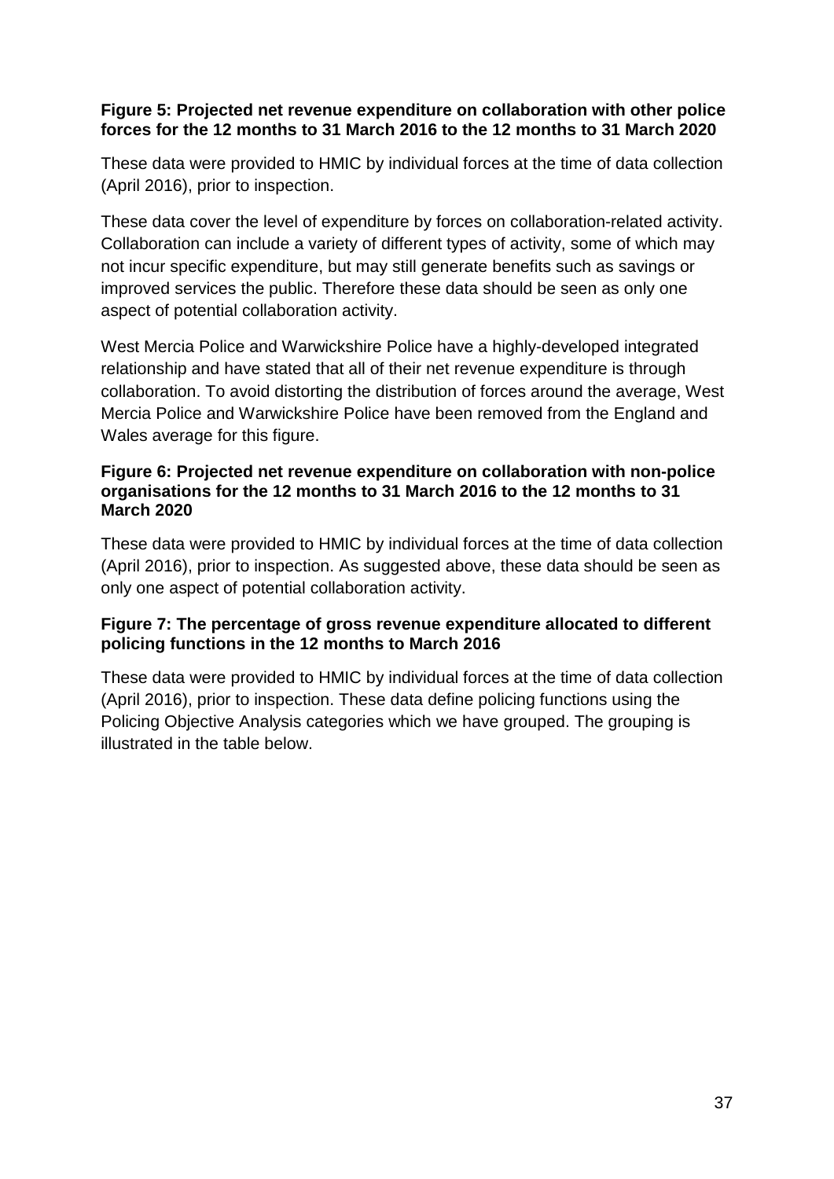**Figure 5: Projected net revenue expenditure on collaboration with other police forces for the 12 months to 31 March 2016 to the 12 months to 31 March 2020**

These data were provided to HMIC by individual forces at the time of data collection (April 2016), prior to inspection.

These data cover the level of expenditure by forces on collaboration-related activity. Collaboration can include a variety of different types of activity, some of which may not incur specific expenditure, but may still generate benefits such as savings or improved services the public. Therefore these data should be seen as only one aspect of potential collaboration activity.

West Mercia Police and Warwickshire Police have a highly-developed integrated relationship and have stated that all of their net revenue expenditure is through collaboration. To avoid distorting the distribution of forces around the average, West Mercia Police and Warwickshire Police have been removed from the England and Wales average for this figure.

**Figure 6: Projected net revenue expenditure on collaboration with non-police organisations for the 12 months to 31 March 2016 to the 12 months to 31 March 2020**

These data were provided to HMIC by individual forces at the time of data collection (April 2016), prior to inspection. As suggested above, these data should be seen as only one aspect of potential collaboration activity.

**Figure 7: The percentage of gross revenue expenditure allocated to different policing functions in the 12 months to March 2016**

These data were provided to HMIC by individual forces at the time of data collection (April 2016), prior to inspection. These data define policing functions using the Policing Objective Analysis categories which we have grouped. The grouping is illustrated in the table below.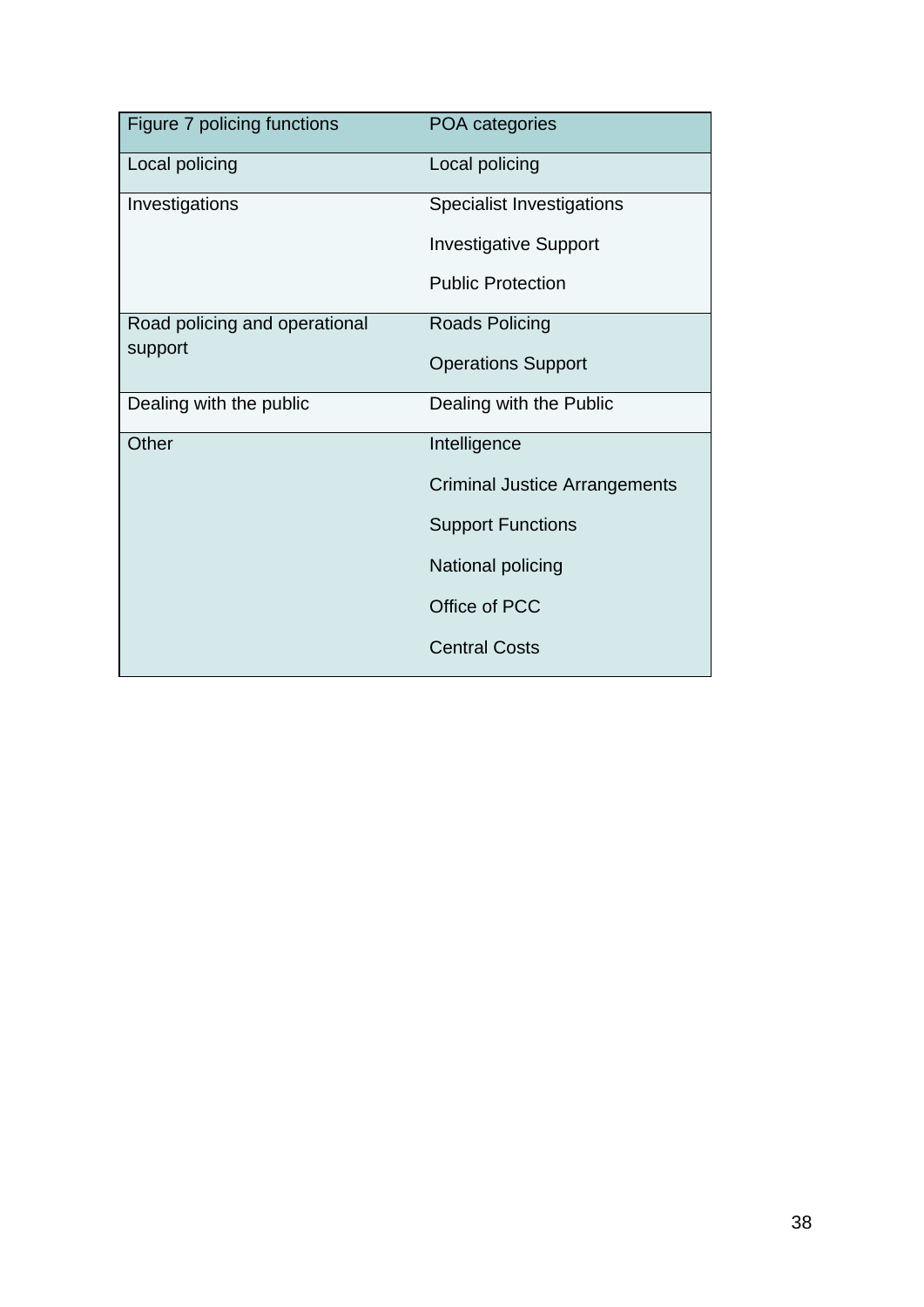| Figure 7 policing functions | POA categories |
|---|---|
| Local policing | Local policing |
| Investigations | Specialist Investigations<br>Investigative Support<br>Public Protection |
| Road policing and operational support | Roads Policing<br>Operations Support |
| Dealing with the public | Dealing with the Public |
| Other | Intelligence<br>Criminal Justice Arrangements<br>Support Functions<br>National policing<br>Office of PCC<br>Central Costs |